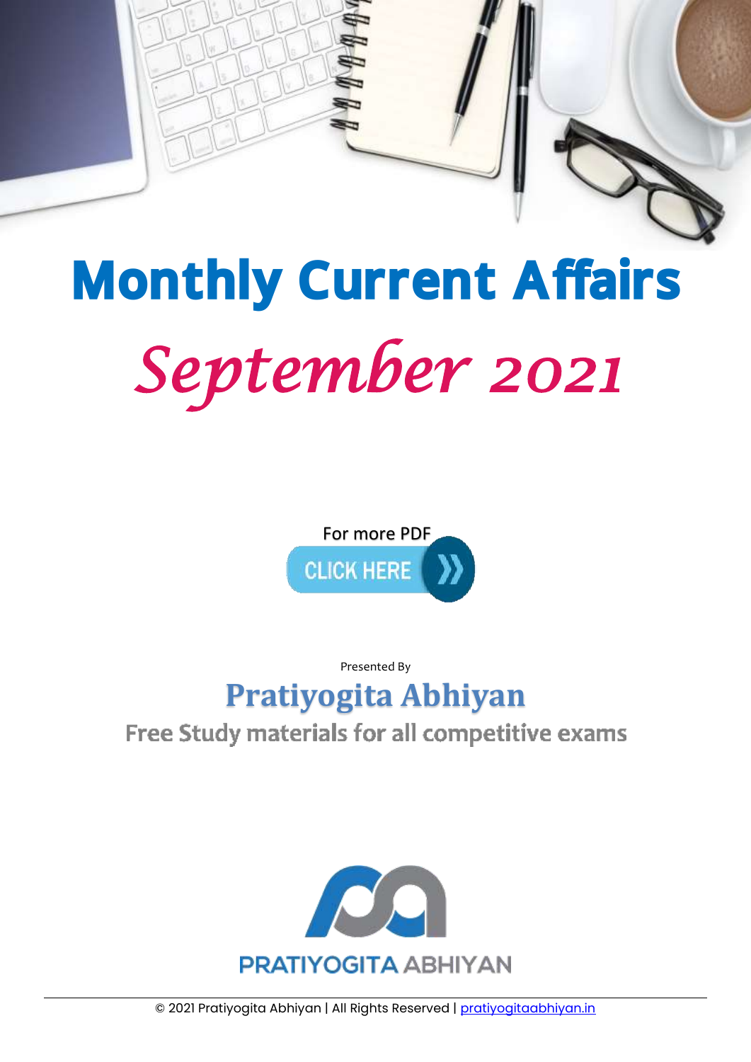# Monthly Current Affairs

## *September 2021*

For more PDF

CLICK HERE

Presented By

## Pratiyogita Abhiyan

Free Study materials for all competitive exams

PRATIYOGITA ABHIYAN

© 2021 Pratiyogita Abhiyan | All Rights Reserved | pratiyogitaabhiyan.in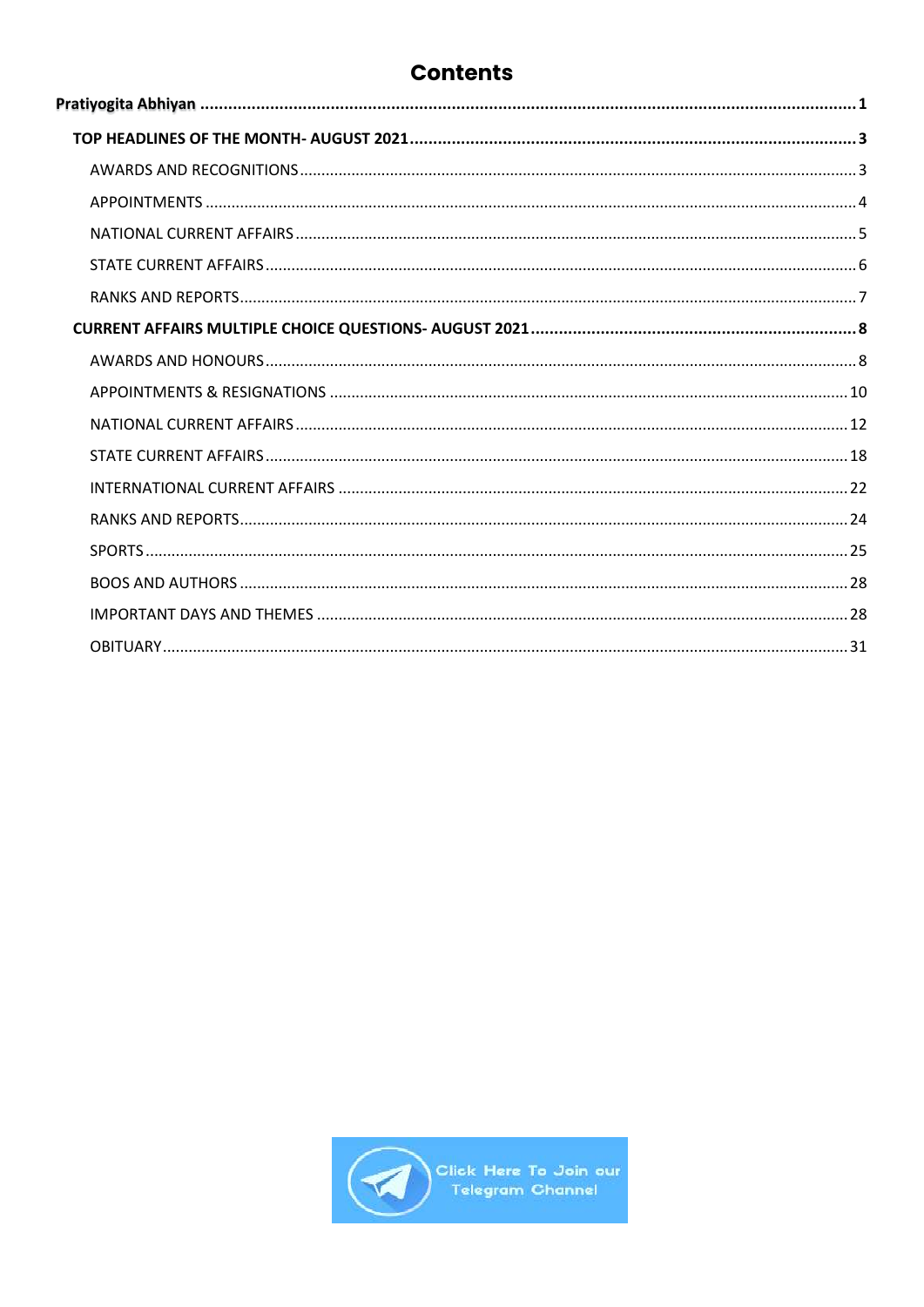# Contents

**Pratiyogita Abhiyan** ........................................ **1**

- **TOP HEADLINES OF THE MONTH- AUGUST 2021** ........................................ **3**
  - AWARDS AND RECOGNITIONS ........................................ 3
  - APPOINTMENTS ........................................ 4
  - NATIONAL CURRENT AFFAIRS ........................................ 5
  - STATE CURRENT AFFAIRS ........................................ 6
  - RANKS AND REPORTS ........................................ 7
- **CURRENT AFFAIRS MULTIPLE CHOICE QUESTIONS- AUGUST 2021** ........................................ **8**
  - AWARDS AND HONOURS ........................................ 8
  - APPOINTMENTS & RESIGNATIONS ........................................ 10
  - NATIONAL CURRENT AFFAIRS ........................................ 12
  - STATE CURRENT AFFAIRS ........................................ 18
  - INTERNATIONAL CURRENT AFFAIRS ........................................ 22
  - RANKS AND REPORTS ........................................ 24
  - SPORTS ........................................ 25
  - BOOS AND AUTHORS ........................................ 28
  - IMPORTANT DAYS AND THEMES ........................................ 28
  - OBITUARY ........................................ 31

Click Here To Join our Telegram Channel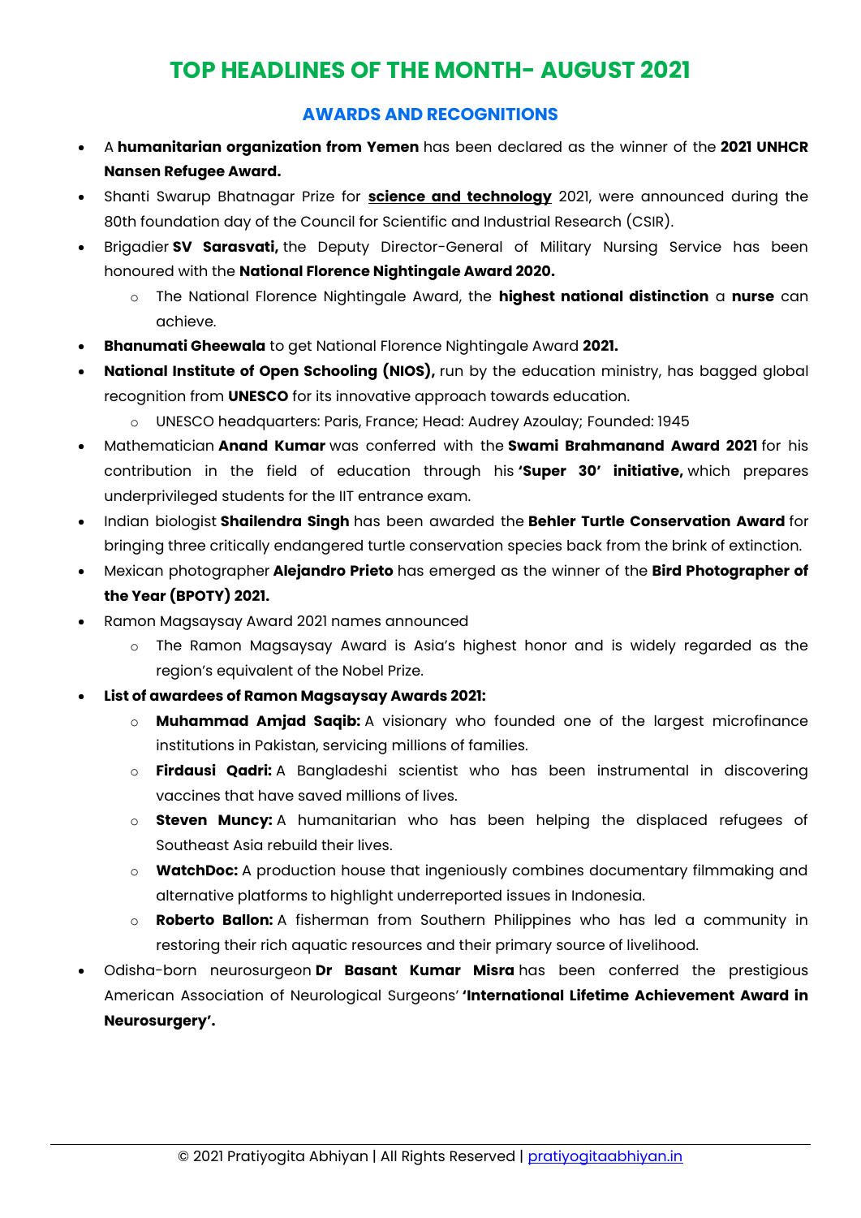# TOP HEADLINES OF THE MONTH- AUGUST 2021

## AWARDS AND RECOGNITIONS

- A **humanitarian organization from Yemen** has been declared as the winner of the **2021 UNHCR Nansen Refugee Award.**
- Shanti Swarup Bhatnagar Prize for **science and technology** 2021, were announced during the 80th foundation day of the Council for Scientific and Industrial Research (CSIR).
- Brigadier **SV Sarasvati,** the Deputy Director-General of Military Nursing Service has been honoured with the **National Florence Nightingale Award 2020.**
    - The National Florence Nightingale Award, the **highest national distinction** a **nurse** can achieve.
- **Bhanumati Gheewala** to get National Florence Nightingale Award **2021.**
- **National Institute of Open Schooling (NIOS),** run by the education ministry, has bagged global recognition from **UNESCO** for its innovative approach towards education.
    - UNESCO headquarters: Paris, France; Head: Audrey Azoulay; Founded: 1945
- Mathematician **Anand Kumar** was conferred with the **Swami Brahmanand Award 2021** for his contribution in the field of education through his **'Super 30' initiative,** which prepares underprivileged students for the IIT entrance exam.
- Indian biologist **Shailendra Singh** has been awarded the **Behler Turtle Conservation Award** for bringing three critically endangered turtle conservation species back from the brink of extinction.
- Mexican photographer **Alejandro Prieto** has emerged as the winner of the **Bird Photographer of the Year (BPOTY) 2021.**
- Ramon Magsaysay Award 2021 names announced
    - The Ramon Magsaysay Award is Asia's highest honor and is widely regarded as the region's equivalent of the Nobel Prize.
- **List of awardees of Ramon Magsaysay Awards 2021:**
    - **Muhammad Amjad Saqib:** A visionary who founded one of the largest microfinance institutions in Pakistan, servicing millions of families.
    - **Firdausi Qadri:** A Bangladeshi scientist who has been instrumental in discovering vaccines that have saved millions of lives.
    - **Steven Muncy:** A humanitarian who has been helping the displaced refugees of Southeast Asia rebuild their lives.
    - **WatchDoc:** A production house that ingeniously combines documentary filmmaking and alternative platforms to highlight underreported issues in Indonesia.
    - **Roberto Ballon:** A fisherman from Southern Philippines who has led a community in restoring their rich aquatic resources and their primary source of livelihood.
- Odisha-born neurosurgeon **Dr Basant Kumar Misra** has been conferred the prestigious American Association of Neurological Surgeons' **'International Lifetime Achievement Award in Neurosurgery'.**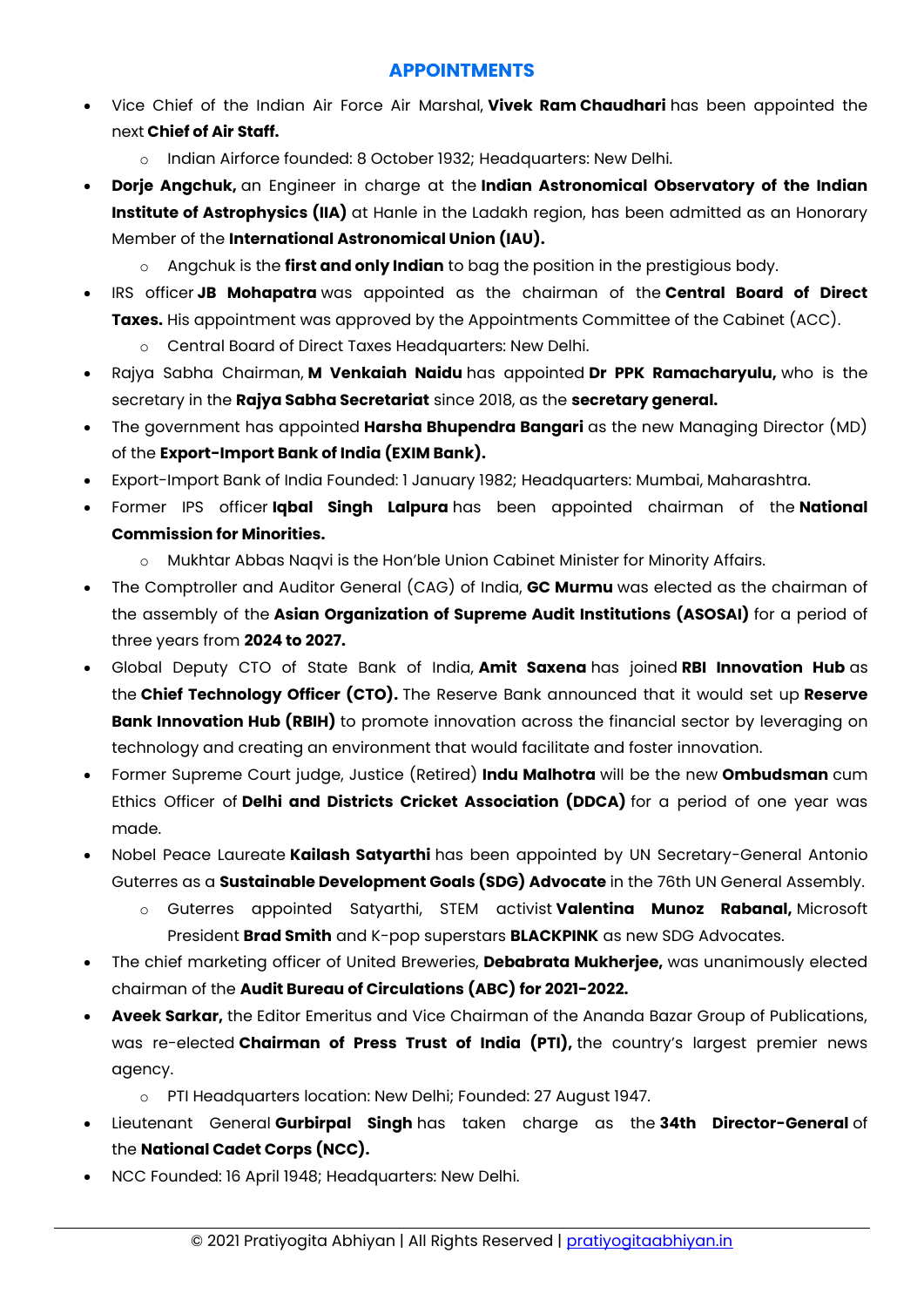## APPOINTMENTS

- Vice Chief of the Indian Air Force Air Marshal, **Vivek Ram Chaudhari** has been appointed the next **Chief of Air Staff.**
    - Indian Airforce founded: 8 October 1932; Headquarters: New Delhi.
- **Dorje Angchuk,** an Engineer in charge at the **Indian Astronomical Observatory of the Indian Institute of Astrophysics (IIA)** at Hanle in the Ladakh region, has been admitted as an Honorary Member of the **International Astronomical Union (IAU).**
    - Angchuk is the **first and only Indian** to bag the position in the prestigious body.
- IRS officer **JB Mohapatra** was appointed as the chairman of the **Central Board of Direct Taxes.** His appointment was approved by the Appointments Committee of the Cabinet (ACC).
    - Central Board of Direct Taxes Headquarters: New Delhi.
- Rajya Sabha Chairman, **M Venkaiah Naidu** has appointed **Dr PPK Ramacharyulu,** who is the secretary in the **Rajya Sabha Secretariat** since 2018, as the **secretary general.**
- The government has appointed **Harsha Bhupendra Bangari** as the new Managing Director (MD) of the **Export-Import Bank of India (EXIM Bank).**
- Export-Import Bank of India Founded: 1 January 1982; Headquarters: Mumbai, Maharashtra.
- Former IPS officer **Iqbal Singh Lalpura** has been appointed chairman of the **National Commission for Minorities.**
    - Mukhtar Abbas Naqvi is the Hon'ble Union Cabinet Minister for Minority Affairs.
- The Comptroller and Auditor General (CAG) of India, **GC Murmu** was elected as the chairman of the assembly of the **Asian Organization of Supreme Audit Institutions (ASOSAI)** for a period of three years from **2024 to 2027.**
- Global Deputy CTO of State Bank of India, **Amit Saxena** has joined **RBI Innovation Hub** as the **Chief Technology Officer (CTO).** The Reserve Bank announced that it would set up **Reserve Bank Innovation Hub (RBIH)** to promote innovation across the financial sector by leveraging on technology and creating an environment that would facilitate and foster innovation.
- Former Supreme Court judge, Justice (Retired) **Indu Malhotra** will be the new **Ombudsman** cum Ethics Officer of **Delhi and Districts Cricket Association (DDCA)** for a period of one year was made.
- Nobel Peace Laureate **Kailash Satyarthi** has been appointed by UN Secretary-General Antonio Guterres as a **Sustainable Development Goals (SDG) Advocate** in the 76th UN General Assembly.
    - Guterres appointed Satyarthi, STEM activist **Valentina Munoz Rabanal,** Microsoft President **Brad Smith** and K-pop superstars **BLACKPINK** as new SDG Advocates.
- The chief marketing officer of United Breweries, **Debabrata Mukherjee,** was unanimously elected chairman of the **Audit Bureau of Circulations (ABC) for 2021-2022.**
- **Aveek Sarkar,** the Editor Emeritus and Vice Chairman of the Ananda Bazar Group of Publications, was re-elected **Chairman of Press Trust of India (PTI),** the country's largest premier news agency.
    - PTI Headquarters location: New Delhi; Founded: 27 August 1947.
- Lieutenant General **Gurbirpal Singh** has taken charge as the **34th Director-General** of the **National Cadet Corps (NCC).**
- NCC Founded: 16 April 1948; Headquarters: New Delhi.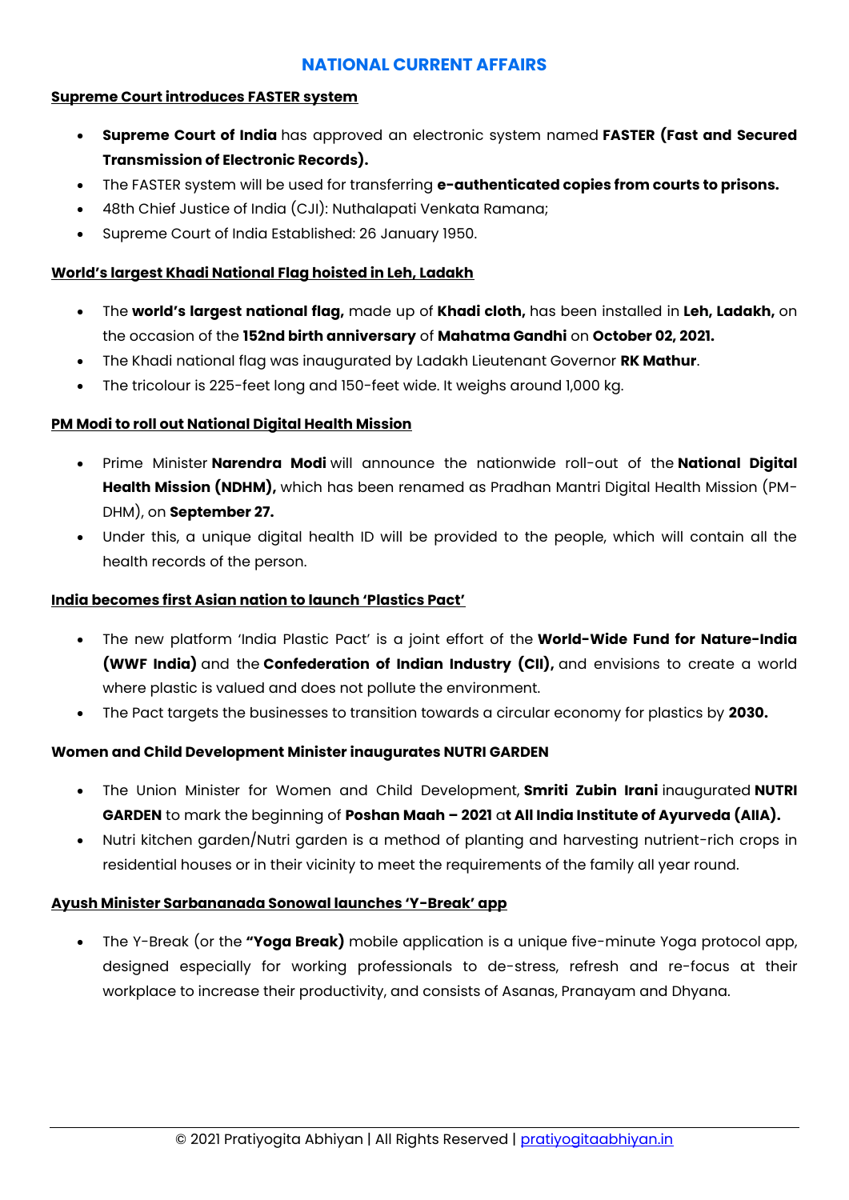## NATIONAL CURRENT AFFAIRS

### Supreme Court introduces FASTER system

- **Supreme Court of India** has approved an electronic system named **FASTER (Fast and Secured Transmission of Electronic Records).**
- The FASTER system will be used for transferring **e-authenticated copies from courts to prisons.**
- 48th Chief Justice of India (CJI): Nuthalapati Venkata Ramana;
- Supreme Court of India Established: 26 January 1950.

### World's largest Khadi National Flag hoisted in Leh, Ladakh

- The **world's largest national flag,** made up of **Khadi cloth,** has been installed in **Leh, Ladakh,** on the occasion of the **152nd birth anniversary** of **Mahatma Gandhi** on **October 02, 2021.**
- The Khadi national flag was inaugurated by Ladakh Lieutenant Governor **RK Mathur**.
- The tricolour is 225-feet long and 150-feet wide. It weighs around 1,000 kg.

### PM Modi to roll out National Digital Health Mission

- Prime Minister **Narendra Modi** will announce the nationwide roll-out of the **National Digital Health Mission (NDHM),** which has been renamed as Pradhan Mantri Digital Health Mission (PM-DHM), on **September 27.**
- Under this, a unique digital health ID will be provided to the people, which will contain all the health records of the person.

### India becomes first Asian nation to launch 'Plastics Pact'

- The new platform 'India Plastic Pact' is a joint effort of the **World-Wide Fund for Nature-India (WWF India)** and the **Confederation of Indian Industry (CII),** and envisions to create a world where plastic is valued and does not pollute the environment.
- The Pact targets the businesses to transition towards a circular economy for plastics by **2030.**

### Women and Child Development Minister inaugurates NUTRI GARDEN

- The Union Minister for Women and Child Development, **Smriti Zubin Irani** inaugurated **NUTRI GARDEN** to mark the beginning of **Poshan Maah – 2021** a**t All India Institute of Ayurveda (AIIA).**
- Nutri kitchen garden/Nutri garden is a method of planting and harvesting nutrient-rich crops in residential houses or in their vicinity to meet the requirements of the family all year round.

### Ayush Minister Sarbananada Sonowal launches 'Y-Break' app

- The Y-Break (or the **"Yoga Break)** mobile application is a unique five-minute Yoga protocol app, designed especially for working professionals to de-stress, refresh and re-focus at their workplace to increase their productivity, and consists of Asanas, Pranayam and Dhyana.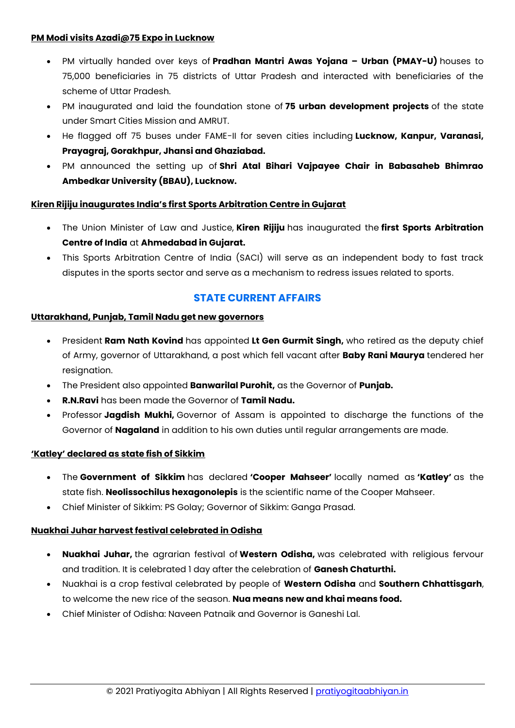**PM Modi visits Azadi@75 Expo in Lucknow**

- PM virtually handed over keys of **Pradhan Mantri Awas Yojana – Urban (PMAY-U)** houses to 75,000 beneficiaries in 75 districts of Uttar Pradesh and interacted with beneficiaries of the scheme of Uttar Pradesh.
- PM inaugurated and laid the foundation stone of **75 urban development projects** of the state under Smart Cities Mission and AMRUT.
- He flagged off 75 buses under FAME-II for seven cities including **Lucknow, Kanpur, Varanasi, Prayagraj, Gorakhpur, Jhansi and Ghaziabad.**
- PM announced the setting up of **Shri Atal Bihari Vajpayee Chair in Babasaheb Bhimrao Ambedkar University (BBAU), Lucknow.**

**Kiren Rijiju inaugurates India's first Sports Arbitration Centre in Gujarat**

- The Union Minister of Law and Justice, **Kiren Rijiju** has inaugurated the **first Sports Arbitration Centre of India** at **Ahmedabad in Gujarat.**
- This Sports Arbitration Centre of India (SACI) will serve as an independent body to fast track disputes in the sports sector and serve as a mechanism to redress issues related to sports.

## STATE CURRENT AFFAIRS

**Uttarakhand, Punjab, Tamil Nadu get new governors**

- President **Ram Nath Kovind** has appointed **Lt Gen Gurmit Singh,** who retired as the deputy chief of Army, governor of Uttarakhand, a post which fell vacant after **Baby Rani Maurya** tendered her resignation.
- The President also appointed **Banwarilal Purohit,** as the Governor of **Punjab.**
- **R.N.Ravi** has been made the Governor of **Tamil Nadu.**
- Professor **Jagdish Mukhi,** Governor of Assam is appointed to discharge the functions of the Governor of **Nagaland** in addition to his own duties until regular arrangements are made.

**'Katley' declared as state fish of Sikkim**

- The **Government of Sikkim** has declared **'Cooper Mahseer'** locally named as **'Katley'** as the state fish. **Neolissochilus hexagonolepis** is the scientific name of the Cooper Mahseer.
- Chief Minister of Sikkim: PS Golay; Governor of Sikkim: Ganga Prasad.

**Nuakhai Juhar harvest festival celebrated in Odisha**

- **Nuakhai Juhar,** the agrarian festival of **Western Odisha,** was celebrated with religious fervour and tradition. It is celebrated 1 day after the celebration of **Ganesh Chaturthi.**
- Nuakhai is a crop festival celebrated by people of **Western Odisha** and **Southern Chhattisgarh**, to welcome the new rice of the season. **Nua means new and khai means food.**
- Chief Minister of Odisha: Naveen Patnaik and Governor is Ganeshi Lal.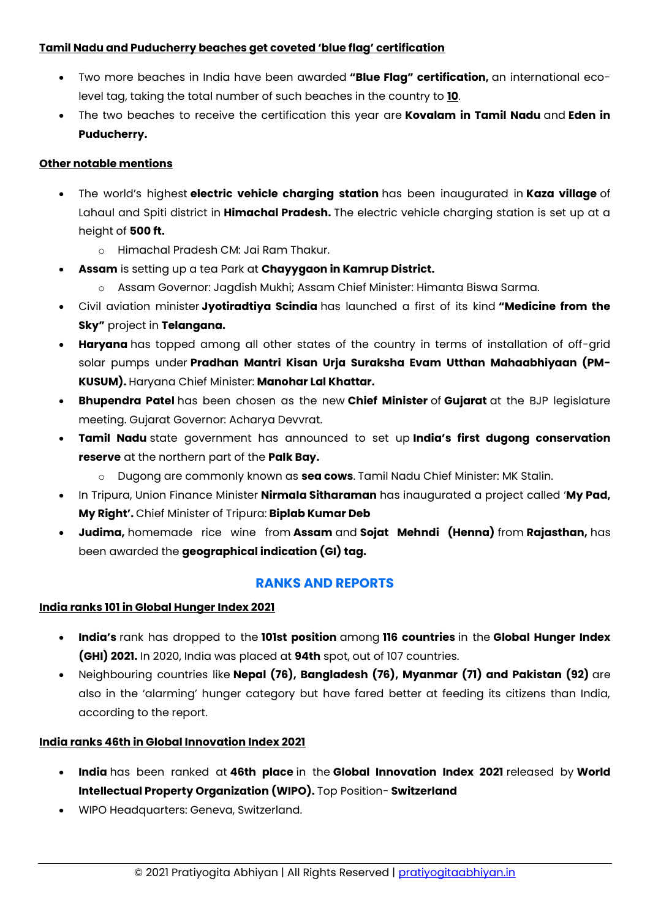**Tamil Nadu and Puducherry beaches get coveted 'blue flag' certification**

- Two more beaches in India have been awarded **"Blue Flag" certification,** an international eco-level tag, taking the total number of such beaches in the country to **10**.
- The two beaches to receive the certification this year are **Kovalam in Tamil Nadu** and **Eden in Puducherry.**

**Other notable mentions**

- The world's highest **electric vehicle charging station** has been inaugurated in **Kaza village** of Lahaul and Spiti district in **Himachal Pradesh.** The electric vehicle charging station is set up at a height of **500 ft.**
  - Himachal Pradesh CM: Jai Ram Thakur.
- **Assam** is setting up a tea Park at **Chayygaon in Kamrup District.**
  - Assam Governor: Jagdish Mukhi; Assam Chief Minister: Himanta Biswa Sarma.
- Civil aviation minister **Jyotiradtiya Scindia** has launched a first of its kind **"Medicine from the Sky"** project in **Telangana.**
- **Haryana** has topped among all other states of the country in terms of installation of off-grid solar pumps under **Pradhan Mantri Kisan Urja Suraksha Evam Utthan Mahaabhiyaan (PM-KUSUM).** Haryana Chief Minister: **Manohar Lal Khattar.**
- **Bhupendra Patel** has been chosen as the new **Chief Minister** of **Gujarat** at the BJP legislature meeting. Gujarat Governor: Acharya Devvrat.
- **Tamil Nadu** state government has announced to set up **India's first dugong conservation reserve** at the northern part of the **Palk Bay.**
  - Dugong are commonly known as **sea cows**. Tamil Nadu Chief Minister: MK Stalin.
- In Tripura, Union Finance Minister **Nirmala Sitharaman** has inaugurated a project called '**My Pad, My Right'.** Chief Minister of Tripura: **Biplab Kumar Deb**
- **Judima,** homemade rice wine from **Assam** and **Sojat Mehndi (Henna)** from **Rajasthan,** has been awarded the **geographical indication (GI) tag.**

## RANKS AND REPORTS

**India ranks 101 in Global Hunger Index 2021**

- **India's** rank has dropped to the **101st position** among **116 countries** in the **Global Hunger Index (GHI) 2021.** In 2020, India was placed at **94th** spot, out of 107 countries.
- Neighbouring countries like **Nepal (76), Bangladesh (76), Myanmar (71) and Pakistan (92)** are also in the 'alarming' hunger category but have fared better at feeding its citizens than India, according to the report.

**India ranks 46th in Global Innovation Index 2021**

- **India** has been ranked at **46th place** in the **Global Innovation Index 2021** released by **World Intellectual Property Organization (WIPO).** Top Position- **Switzerland**
- WIPO Headquarters: Geneva, Switzerland.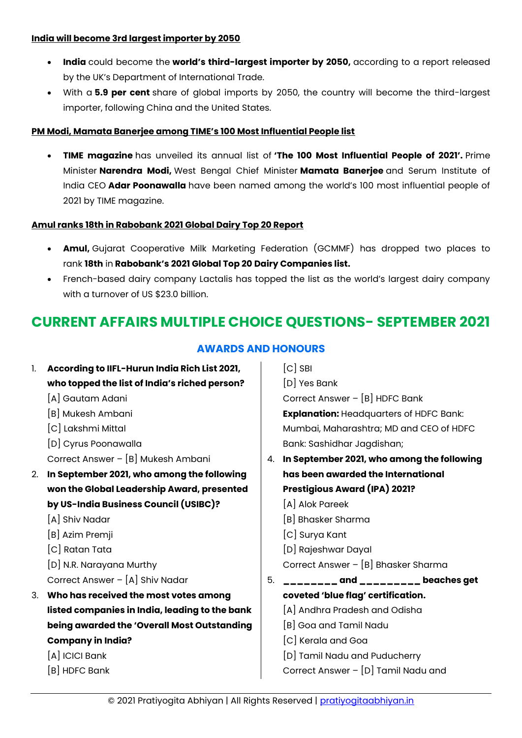**India will become 3rd largest importer by 2050**

- **India** could become the **world's third-largest importer by 2050,** according to a report released by the UK's Department of International Trade.
- With a **5.9 per cent** share of global imports by 2050, the country will become the third-largest importer, following China and the United States.

**PM Modi, Mamata Banerjee among TIME's 100 Most Influential People list**

- **TIME magazine** has unveiled its annual list of **'The 100 Most Influential People of 2021'.** Prime Minister **Narendra Modi,** West Bengal Chief Minister **Mamata Banerjee** and Serum Institute of India CEO **Adar Poonawalla** have been named among the world's 100 most influential people of 2021 by TIME magazine.

**Amul ranks 18th in Rabobank 2021 Global Dairy Top 20 Report**

- **Amul,** Gujarat Cooperative Milk Marketing Federation (GCMMF) has dropped two places to rank **18th** in **Rabobank's 2021 Global Top 20 Dairy Companies list.**
- French-based dairy company Lactalis has topped the list as the world's largest dairy company with a turnover of US $23.0 billion.

# CURRENT AFFAIRS MULTIPLE CHOICE QUESTIONS- SEPTEMBER 2021

## AWARDS AND HONOURS

1. **According to IIFL-Hurun India Rich List 2021, who topped the list of India's riched person?**
   [A] Gautam Adani
   [B] Mukesh Ambani
   [C] Lakshmi Mittal
   [D] Cyrus Poonawalla
   Correct Answer – [B] Mukesh Ambani
2. **In September 2021, who among the following won the Global Leadership Award, presented by US-India Business Council (USIBC)?**
   [A] Shiv Nadar
   [B] Azim Premji
   [C] Ratan Tata
   [D] N.R. Narayana Murthy
   Correct Answer – [A] Shiv Nadar
3. **Who has received the most votes among listed companies in India, leading to the bank being awarded the 'Overall Most Outstanding Company in India?**
   [A] ICICI Bank
   [B] HDFC Bank
   [C] SBI
   [D] Yes Bank
   Correct Answer – [B] HDFC Bank
   **Explanation:** Headquarters of HDFC Bank: Mumbai, Maharashtra; MD and CEO of HDFC Bank: Sashidhar Jagdishan;
4. **In September 2021, who among the following has been awarded the International Prestigious Award (IPA) 2021?**
   [A] Alok Pareek
   [B] Bhasker Sharma
   [C] Surya Kant
   [D] Rajeshwar Dayal
   Correct Answer – [B] Bhasker Sharma
5. **________ and _________ beaches get coveted 'blue flag' certification.**
   [A] Andhra Pradesh and Odisha
   [B] Goa and Tamil Nadu
   [C] Kerala and Goa
   [D] Tamil Nadu and Puducherry
   Correct Answer – [D] Tamil Nadu and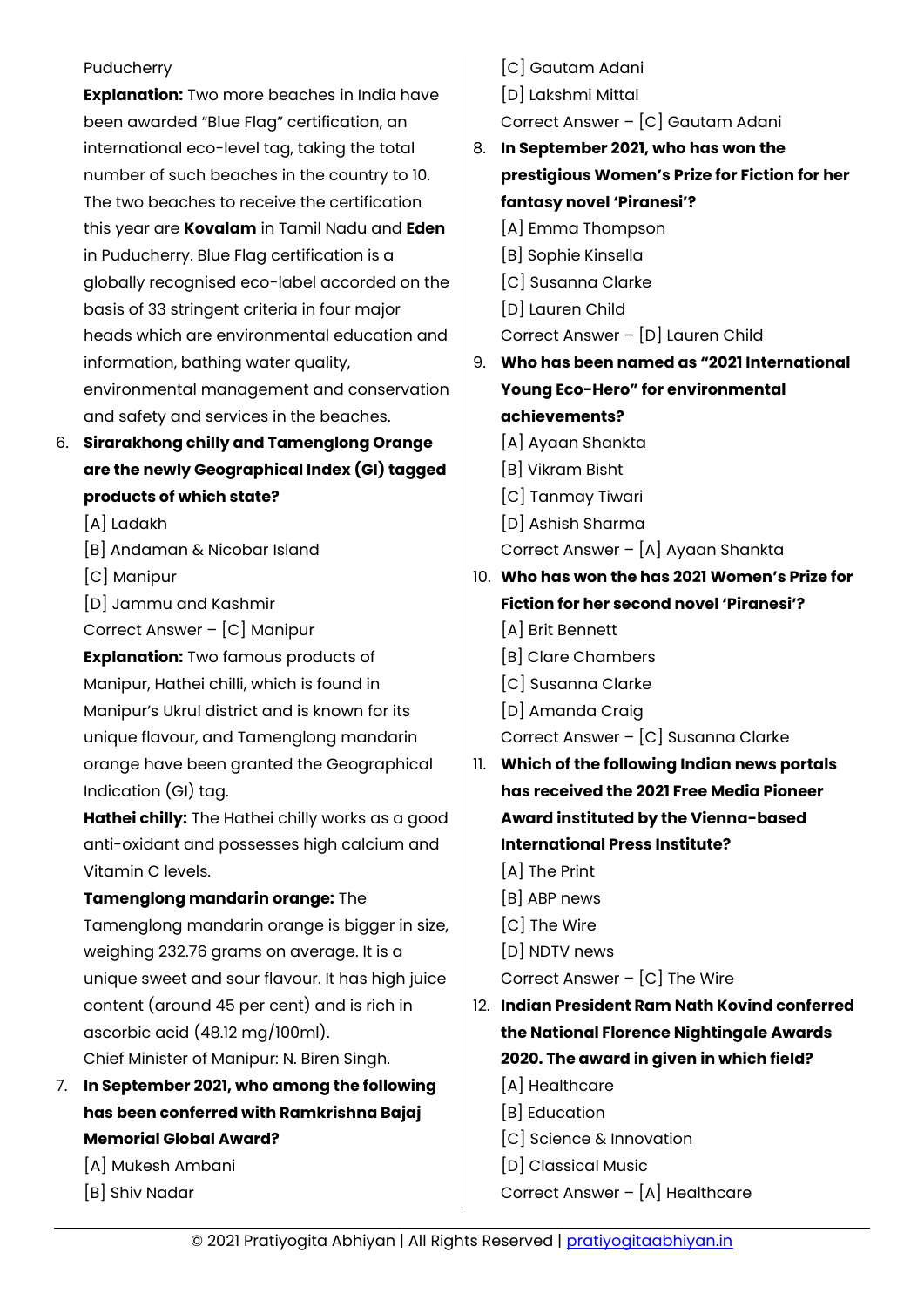Puducherry

**Explanation:** Two more beaches in India have been awarded "Blue Flag" certification, an international eco-level tag, taking the total number of such beaches in the country to 10. The two beaches to receive the certification this year are **Kovalam** in Tamil Nadu and **Eden** in Puducherry. Blue Flag certification is a globally recognised eco-label accorded on the basis of 33 stringent criteria in four major heads which are environmental education and information, bathing water quality, environmental management and conservation and safety and services in the beaches.

6. **Sirarakhong chilly and Tamenglong Orange are the newly Geographical Index (GI) tagged products of which state?**

   [A] Ladakh
   [B] Andaman & Nicobar Island
   [C] Manipur
   [D] Jammu and Kashmir

   Correct Answer – [C] Manipur

   **Explanation:** Two famous products of Manipur, Hathei chilli, which is found in Manipur's Ukrul district and is known for its unique flavour, and Tamenglong mandarin orange have been granted the Geographical Indication (GI) tag.

   **Hathei chilly:** The Hathei chilly works as a good anti-oxidant and possesses high calcium and Vitamin C levels.

   **Tamenglong mandarin orange:** The Tamenglong mandarin orange is bigger in size, weighing 232.76 grams on average. It is a unique sweet and sour flavour. It has high juice content (around 45 per cent) and is rich in ascorbic acid (48.12 mg/100ml).

   Chief Minister of Manipur: N. Biren Singh.

7. **In September 2021, who among the following has been conferred with Ramkrishna Bajaj Memorial Global Award?**

   [A] Mukesh Ambani
   [B] Shiv Nadar
   [C] Gautam Adani
   [D] Lakshmi Mittal

   Correct Answer – [C] Gautam Adani

8. **In September 2021, who has won the prestigious Women's Prize for Fiction for her fantasy novel 'Piranesi'?**

   [A] Emma Thompson
   [B] Sophie Kinsella
   [C] Susanna Clarke
   [D] Lauren Child

   Correct Answer – [D] Lauren Child

9. **Who has been named as "2021 International Young Eco-Hero" for environmental achievements?**

   [A] Ayaan Shankta
   [B] Vikram Bisht
   [C] Tanmay Tiwari
   [D] Ashish Sharma

   Correct Answer – [A] Ayaan Shankta

10. **Who has won the has 2021 Women's Prize for Fiction for her second novel 'Piranesi'?**

    [A] Brit Bennett
    [B] Clare Chambers
    [C] Susanna Clarke
    [D] Amanda Craig

    Correct Answer – [C] Susanna Clarke

11. **Which of the following Indian news portals has received the 2021 Free Media Pioneer Award instituted by the Vienna-based International Press Institute?**

    [A] The Print
    [B] ABP news
    [C] The Wire
    [D] NDTV news

    Correct Answer – [C] The Wire

12. **Indian President Ram Nath Kovind conferred the National Florence Nightingale Awards 2020. The award in given in which field?**

    [A] Healthcare
    [B] Education
    [C] Science & Innovation
    [D] Classical Music

    Correct Answer – [A] Healthcare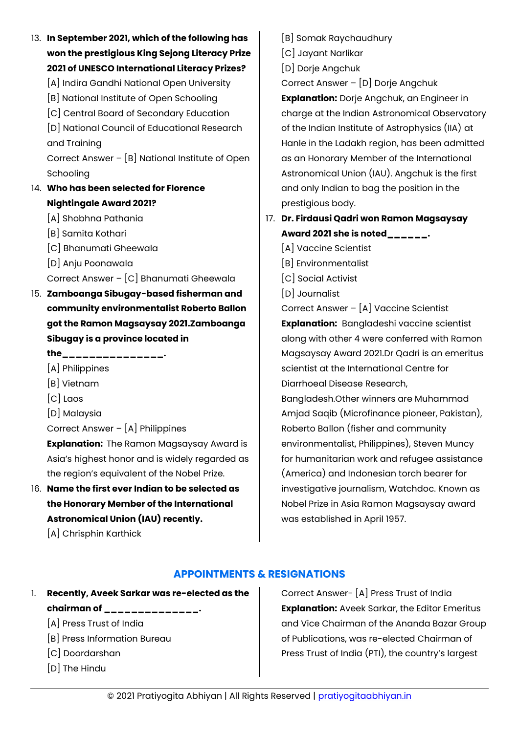13. **In September 2021, which of the following has won the prestigious King Sejong Literacy Prize 2021 of UNESCO International Literacy Prizes?**
    [A] Indira Gandhi National Open University
    [B] National Institute of Open Schooling
    [C] Central Board of Secondary Education
    [D] National Council of Educational Research and Training
    Correct Answer – [B] National Institute of Open Schooling
14. **Who has been selected for Florence Nightingale Award 2021?**
    [A] Shobhna Pathania
    [B] Samita Kothari
    [C] Bhanumati Gheewala
    [D] Anju Poonawala
    Correct Answer – [C] Bhanumati Gheewala
15. **Zamboanga Sibugay-based fisherman and community environmentalist Roberto Ballon got the Ramon Magsaysay 2021.Zamboanga Sibugay is a province located in the_______________.**
    [A] Philippines
    [B] Vietnam
    [C] Laos
    [D] Malaysia
    Correct Answer – [A] Philippines
    **Explanation:** The Ramon Magsaysay Award is Asia's highest honor and is widely regarded as the region's equivalent of the Nobel Prize.
16. **Name the first ever Indian to be selected as the Honorary Member of the International Astronomical Union (IAU) recently.**
    [A] Chrisphin Karthick
    [B] Somak Raychaudhury
    [C] Jayant Narlikar
    [D] Dorje Angchuk
    Correct Answer – [D] Dorje Angchuk
    **Explanation:** Dorje Angchuk, an Engineer in charge at the Indian Astronomical Observatory of the Indian Institute of Astrophysics (IIA) at Hanle in the Ladakh region, has been admitted as an Honorary Member of the International Astronomical Union (IAU). Angchuk is the first and only Indian to bag the position in the prestigious body.
17. **Dr. Firdausi Qadri won Ramon Magsaysay Award 2021 she is noted______.**
    [A] Vaccine Scientist
    [B] Environmentalist
    [C] Social Activist
    [D] Journalist
    Correct Answer – [A] Vaccine Scientist
    **Explanation:** Bangladeshi vaccine scientist along with other 4 were conferred with Ramon Magsaysay Award 2021.Dr Qadri is an emeritus scientist at the International Centre for Diarrhoeal Disease Research, Bangladesh.Other winners are Muhammad Amjad Saqib (Microfinance pioneer, Pakistan), Roberto Ballon (fisher and community environmentalist, Philippines), Steven Muncy for humanitarian work and refugee assistance (America) and Indonesian torch bearer for investigative journalism, Watchdoc. Known as Nobel Prize in Asia Ramon Magsaysay award was established in April 1957.

## APPOINTMENTS & RESIGNATIONS

1. **Recently, Aveek Sarkar was re-elected as the chairman of ______________.**
   [A] Press Trust of India
   [B] Press Information Bureau
   [C] Doordarshan
   [D] The Hindu
   Correct Answer- [A] Press Trust of India
   **Explanation:** Aveek Sarkar, the Editor Emeritus and Vice Chairman of the Ananda Bazar Group of Publications, was re-elected Chairman of Press Trust of India (PTI), the country's largest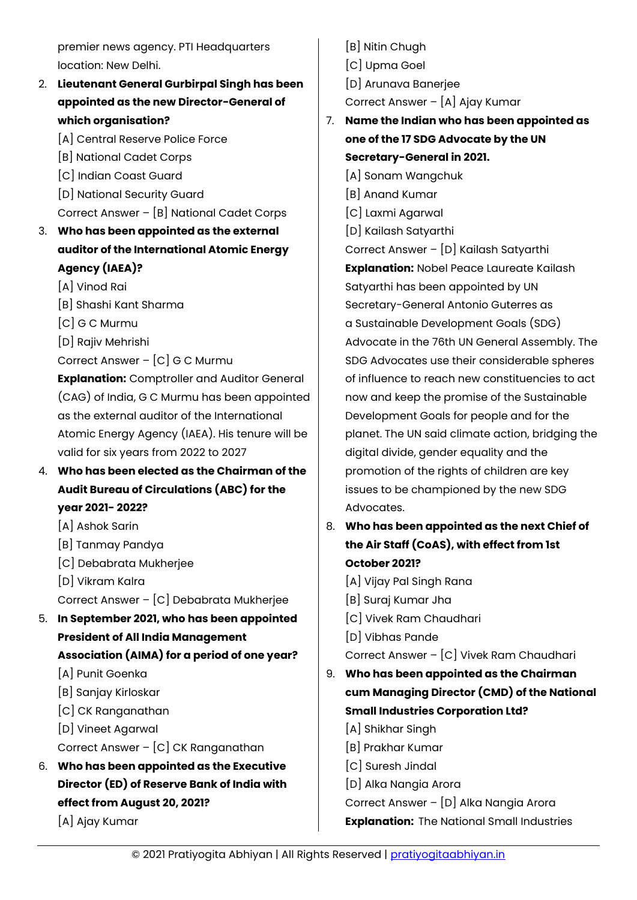premier news agency. PTI Headquarters location: New Delhi.

2. **Lieutenant General Gurbirpal Singh has been appointed as the new Director-General of which organisation?**
   [A] Central Reserve Police Force
   [B] National Cadet Corps
   [C] Indian Coast Guard
   [D] National Security Guard
   Correct Answer – [B] National Cadet Corps

3. **Who has been appointed as the external auditor of the International Atomic Energy Agency (IAEA)?**
   [A] Vinod Rai
   [B] Shashi Kant Sharma
   [C] G C Murmu
   [D] Rajiv Mehrishi
   Correct Answer – [C] G C Murmu
   **Explanation:** Comptroller and Auditor General (CAG) of India, G C Murmu has been appointed as the external auditor of the International Atomic Energy Agency (IAEA). His tenure will be valid for six years from 2022 to 2027

4. **Who has been elected as the Chairman of the Audit Bureau of Circulations (ABC) for the year 2021- 2022?**
   [A] Ashok Sarin
   [B] Tanmay Pandya
   [C] Debabrata Mukherjee
   [D] Vikram Kalra
   Correct Answer – [C] Debabrata Mukherjee

5. **In September 2021, who has been appointed President of All India Management Association (AIMA) for a period of one year?**
   [A] Punit Goenka
   [B] Sanjay Kirloskar
   [C] CK Ranganathan
   [D] Vineet Agarwal
   Correct Answer – [C] CK Ranganathan

6. **Who has been appointed as the Executive Director (ED) of Reserve Bank of India with effect from August 20, 2021?**
   [A] Ajay Kumar
   [B] Nitin Chugh
   [C] Upma Goel
   [D] Arunava Banerjee
   Correct Answer – [A] Ajay Kumar

7. **Name the Indian who has been appointed as one of the 17 SDG Advocate by the UN Secretary-General in 2021.**
   [A] Sonam Wangchuk
   [B] Anand Kumar
   [C] Laxmi Agarwal
   [D] Kailash Satyarthi
   Correct Answer – [D] Kailash Satyarthi
   **Explanation:** Nobel Peace Laureate Kailash Satyarthi has been appointed by UN Secretary-General Antonio Guterres as a Sustainable Development Goals (SDG) Advocate in the 76th UN General Assembly. The SDG Advocates use their considerable spheres of influence to reach new constituencies to act now and keep the promise of the Sustainable Development Goals for people and for the planet. The UN said climate action, bridging the digital divide, gender equality and the promotion of the rights of children are key issues to be championed by the new SDG Advocates.

8. **Who has been appointed as the next Chief of the Air Staff (CoAS), with effect from 1st October 2021?**
   [A] Vijay Pal Singh Rana
   [B] Suraj Kumar Jha
   [C] Vivek Ram Chaudhari
   [D] Vibhas Pande
   Correct Answer – [C] Vivek Ram Chaudhari

9. **Who has been appointed as the Chairman cum Managing Director (CMD) of the National Small Industries Corporation Ltd?**
   [A] Shikhar Singh
   [B] Prakhar Kumar
   [C] Suresh Jindal
   [D] Alka Nangia Arora
   Correct Answer – [D] Alka Nangia Arora
   **Explanation:** The National Small Industries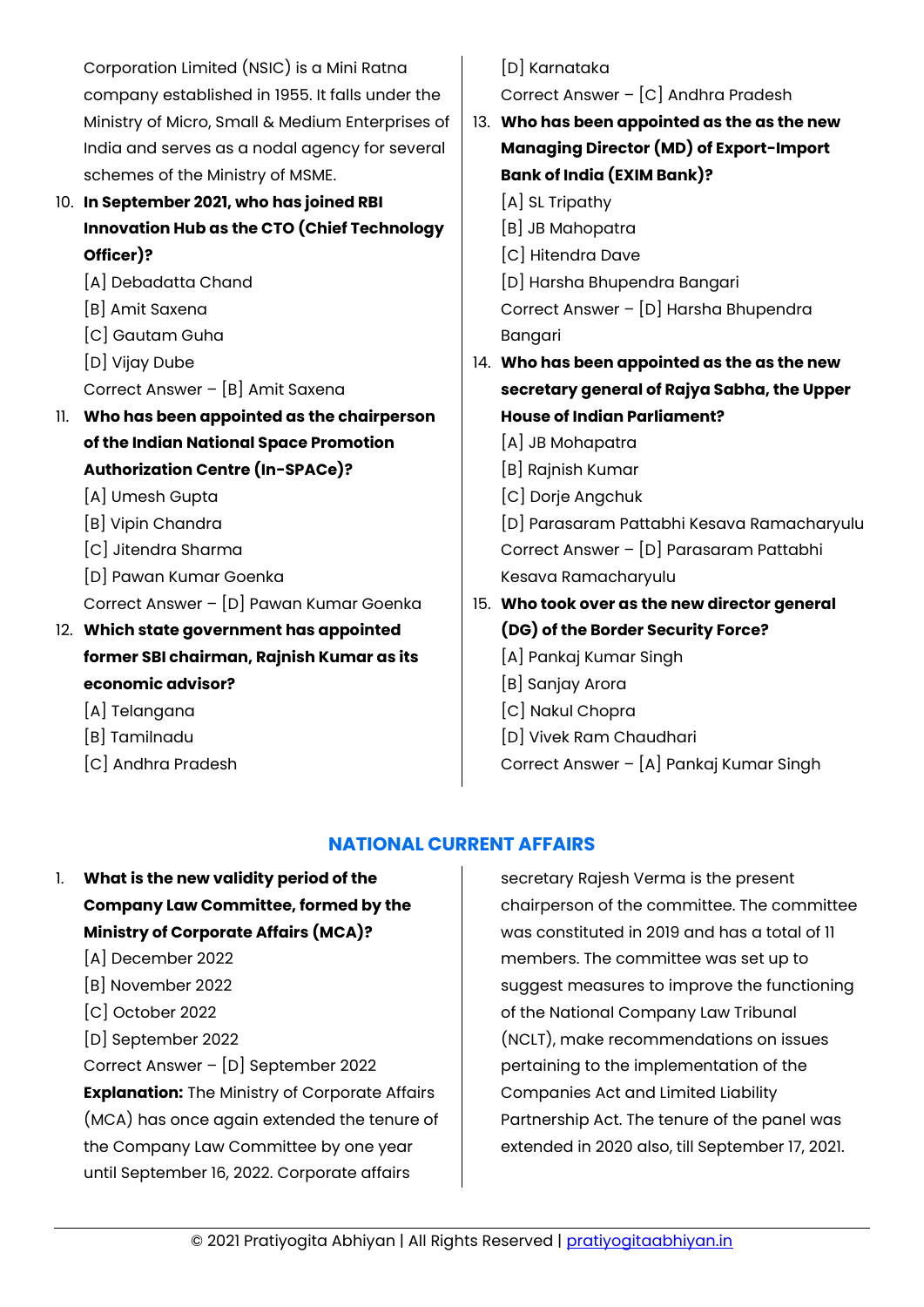Corporation Limited (NSIC) is a Mini Ratna company established in 1955. It falls under the Ministry of Micro, Small & Medium Enterprises of India and serves as a nodal agency for several schemes of the Ministry of MSME.

10. **In September 2021, who has joined RBI Innovation Hub as the CTO (Chief Technology Officer)?**
    [A] Debadatta Chand
    [B] Amit Saxena
    [C] Gautam Guha
    [D] Vijay Dube
    Correct Answer – [B] Amit Saxena

11. **Who has been appointed as the chairperson of the Indian National Space Promotion Authorization Centre (In-SPACe)?**
    [A] Umesh Gupta
    [B] Vipin Chandra
    [C] Jitendra Sharma
    [D] Pawan Kumar Goenka
    Correct Answer – [D] Pawan Kumar Goenka

12. **Which state government has appointed former SBI chairman, Rajnish Kumar as its economic advisor?**
    [A] Telangana
    [B] Tamilnadu
    [C] Andhra Pradesh
    [D] Karnataka
    Correct Answer – [C] Andhra Pradesh

13. **Who has been appointed as the as the new Managing Director (MD) of Export-Import Bank of India (EXIM Bank)?**
    [A] SL Tripathy
    [B] JB Mahopatra
    [C] Hitendra Dave
    [D] Harsha Bhupendra Bangari
    Correct Answer – [D] Harsha Bhupendra Bangari

14. **Who has been appointed as the as the new secretary general of Rajya Sabha, the Upper House of Indian Parliament?**
    [A] JB Mohapatra
    [B] Rajnish Kumar
    [C] Dorje Angchuk
    [D] Parasaram Pattabhi Kesava Ramacharyulu
    Correct Answer – [D] Parasaram Pattabhi Kesava Ramacharyulu

15. **Who took over as the new director general (DG) of the Border Security Force?**
    [A] Pankaj Kumar Singh
    [B] Sanjay Arora
    [C] Nakul Chopra
    [D] Vivek Ram Chaudhari
    Correct Answer – [A] Pankaj Kumar Singh

## NATIONAL CURRENT AFFAIRS

1. **What is the new validity period of the Company Law Committee, formed by the Ministry of Corporate Affairs (MCA)?**
   [A] December 2022
   [B] November 2022
   [C] October 2022
   [D] September 2022
   Correct Answer – [D] September 2022
   **Explanation:** The Ministry of Corporate Affairs (MCA) has once again extended the tenure of the Company Law Committee by one year until September 16, 2022. Corporate affairs secretary Rajesh Verma is the present chairperson of the committee. The committee was constituted in 2019 and has a total of 11 members. The committee was set up to suggest measures to improve the functioning of the National Company Law Tribunal (NCLT), make recommendations on issues pertaining to the implementation of the Companies Act and Limited Liability Partnership Act. The tenure of the panel was extended in 2020 also, till September 17, 2021.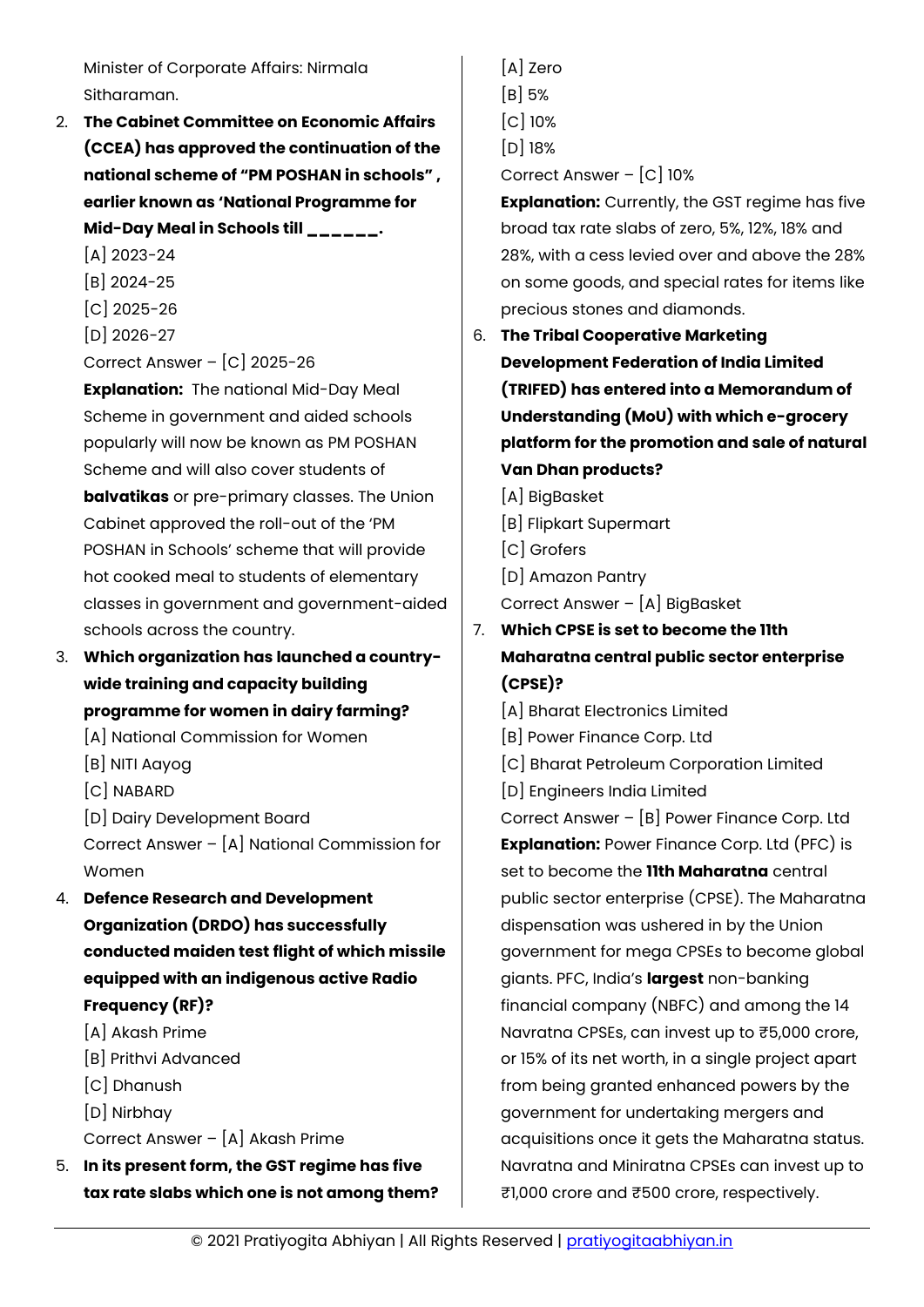Minister of Corporate Affairs: Nirmala Sitharaman.

2. **The Cabinet Committee on Economic Affairs (CCEA) has approved the continuation of the national scheme of "PM POSHAN in schools" , earlier known as 'National Programme for Mid-Day Meal in Schools till ______.**
   [A] 2023-24
   [B] 2024-25
   [C] 2025-26
   [D] 2026-27
   Correct Answer – [C] 2025-26
   **Explanation:** The national Mid-Day Meal Scheme in government and aided schools popularly will now be known as PM POSHAN Scheme and will also cover students of **balvatikas** or pre-primary classes. The Union Cabinet approved the roll-out of the 'PM POSHAN in Schools' scheme that will provide hot cooked meal to students of elementary classes in government and government-aided schools across the country.

3. **Which organization has launched a country-wide training and capacity building programme for women in dairy farming?**
   [A] National Commission for Women
   [B] NITI Aayog
   [C] NABARD
   [D] Dairy Development Board
   Correct Answer – [A] National Commission for Women

4. **Defence Research and Development Organization (DRDO) has successfully conducted maiden test flight of which missile equipped with an indigenous active Radio Frequency (RF)?**
   [A] Akash Prime
   [B] Prithvi Advanced
   [C] Dhanush
   [D] Nirbhay
   Correct Answer – [A] Akash Prime

5. **In its present form, the GST regime has five tax rate slabs which one is not among them?**
   [A] Zero
   [B] 5%
   [C] 10%
   [D] 18%
   Correct Answer – [C] 10%
   **Explanation:** Currently, the GST regime has five broad tax rate slabs of zero, 5%, 12%, 18% and 28%, with a cess levied over and above the 28% on some goods, and special rates for items like precious stones and diamonds.

6. **The Tribal Cooperative Marketing Development Federation of India Limited (TRIFED) has entered into a Memorandum of Understanding (MoU) with which e-grocery platform for the promotion and sale of natural Van Dhan products?**
   [A] BigBasket
   [B] Flipkart Supermart
   [C] Grofers
   [D] Amazon Pantry
   Correct Answer – [A] BigBasket

7. **Which CPSE is set to become the 11th Maharatna central public sector enterprise (CPSE)?**
   [A] Bharat Electronics Limited
   [B] Power Finance Corp. Ltd
   [C] Bharat Petroleum Corporation Limited
   [D] Engineers India Limited
   Correct Answer – [B] Power Finance Corp. Ltd
   **Explanation:** Power Finance Corp. Ltd (PFC) is set to become the **11th Maharatna** central public sector enterprise (CPSE). The Maharatna dispensation was ushered in by the Union government for mega CPSEs to become global giants. PFC, India's **largest** non-banking financial company (NBFC) and among the 14 Navratna CPSEs, can invest up to ₹5,000 crore, or 15% of its net worth, in a single project apart from being granted enhanced powers by the government for undertaking mergers and acquisitions once it gets the Maharatna status. Navratna and Miniratna CPSEs can invest up to ₹1,000 crore and ₹500 crore, respectively.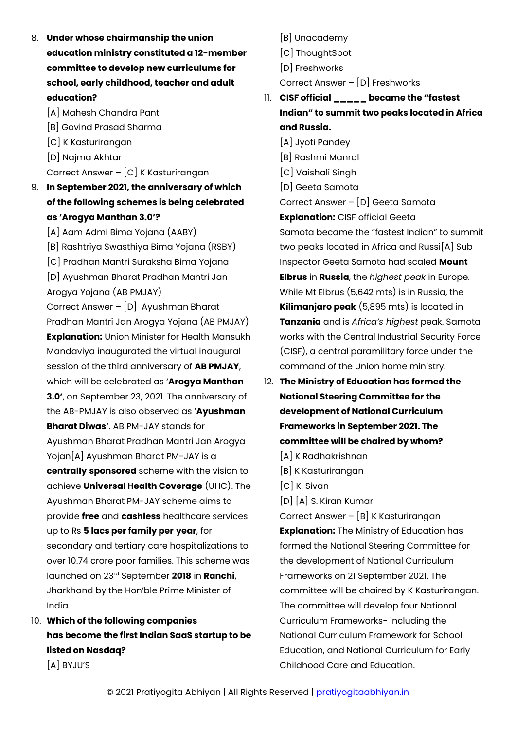8. **Under whose chairmanship the union education ministry constituted a 12-member committee to develop new curriculums for school, early childhood, teacher and adult education?**

   [A] Mahesh Chandra Pant
   [B] Govind Prasad Sharma
   [C] K Kasturirangan
   [D] Najma Akhtar
   Correct Answer – [C] K Kasturirangan

9. **In September 2021, the anniversary of which of the following schemes is being celebrated as 'Arogya Manthan 3.0'?**

   [A] Aam Admi Bima Yojana (AABY)
   [B] Rashtriya Swasthiya Bima Yojana (RSBY)
   [C] Pradhan Mantri Suraksha Bima Yojana
   [D] Ayushman Bharat Pradhan Mantri Jan Arogya Yojana (AB PMJAY)
   Correct Answer – [D] Ayushman Bharat Pradhan Mantri Jan Arogya Yojana (AB PMJAY)
   **Explanation:** Union Minister for Health Mansukh Mandaviya inaugurated the virtual inaugural session of the third anniversary of **AB PMJAY**, which will be celebrated as '**Arogya Manthan 3.0'**, on September 23, 2021. The anniversary of the AB-PMJAY is also observed as '**Ayushman Bharat Diwas'**. AB PM-JAY stands for Ayushman Bharat Pradhan Mantri Jan Arogya Yojan[A] Ayushman Bharat PM-JAY is a **centrally sponsored** scheme with the vision to achieve **Universal Health Coverage** (UHC). The Ayushman Bharat PM-JAY scheme aims to provide **free** and **cashless** healthcare services up to Rs **5 lacs per family per year**, for secondary and tertiary care hospitalizations to over 10.74 crore poor families. This scheme was launched on 23rd September **2018** in **Ranchi**, Jharkhand by the Hon'ble Prime Minister of India.

10. **Which of the following companies has become the first Indian SaaS startup to be listed on Nasdaq?**

    [A] BYJU'S
    [B] Unacademy
    [C] ThoughtSpot
    [D] Freshworks
    Correct Answer – [D] Freshworks

11. **CISF official _____ became the "fastest Indian" to summit two peaks located in Africa and Russia.**

    [A] Jyoti Pandey
    [B] Rashmi Manral
    [C] Vaishali Singh
    [D] Geeta Samota
    Correct Answer – [D] Geeta Samota
    **Explanation:** CISF official Geeta Samota became the "fastest Indian" to summit two peaks located in Africa and Russi[A] Sub Inspector Geeta Samota had scaled **Mount Elbrus** in **Russia**, the *highest peak* in Europe. While Mt Elbrus (5,642 mts) is in Russia, the **Kilimanjaro peak** (5,895 mts) is located in **Tanzania** and is *Africa's highest* peak. Samota works with the Central Industrial Security Force (CISF), a central paramilitary force under the command of the Union home ministry.

12. **The Ministry of Education has formed the National Steering Committee for the development of National Curriculum Frameworks in September 2021. The committee will be chaired by whom?**

    [A] K Radhakrishnan
    [B] K Kasturirangan
    [C] K. Sivan
    [D] [A] S. Kiran Kumar
    Correct Answer – [B] K Kasturirangan
    **Explanation:** The Ministry of Education has formed the National Steering Committee for the development of National Curriculum Frameworks on 21 September 2021. The committee will be chaired by K Kasturirangan. The committee will develop four National Curriculum Frameworks- including the National Curriculum Framework for School Education, and National Curriculum for Early Childhood Care and Education.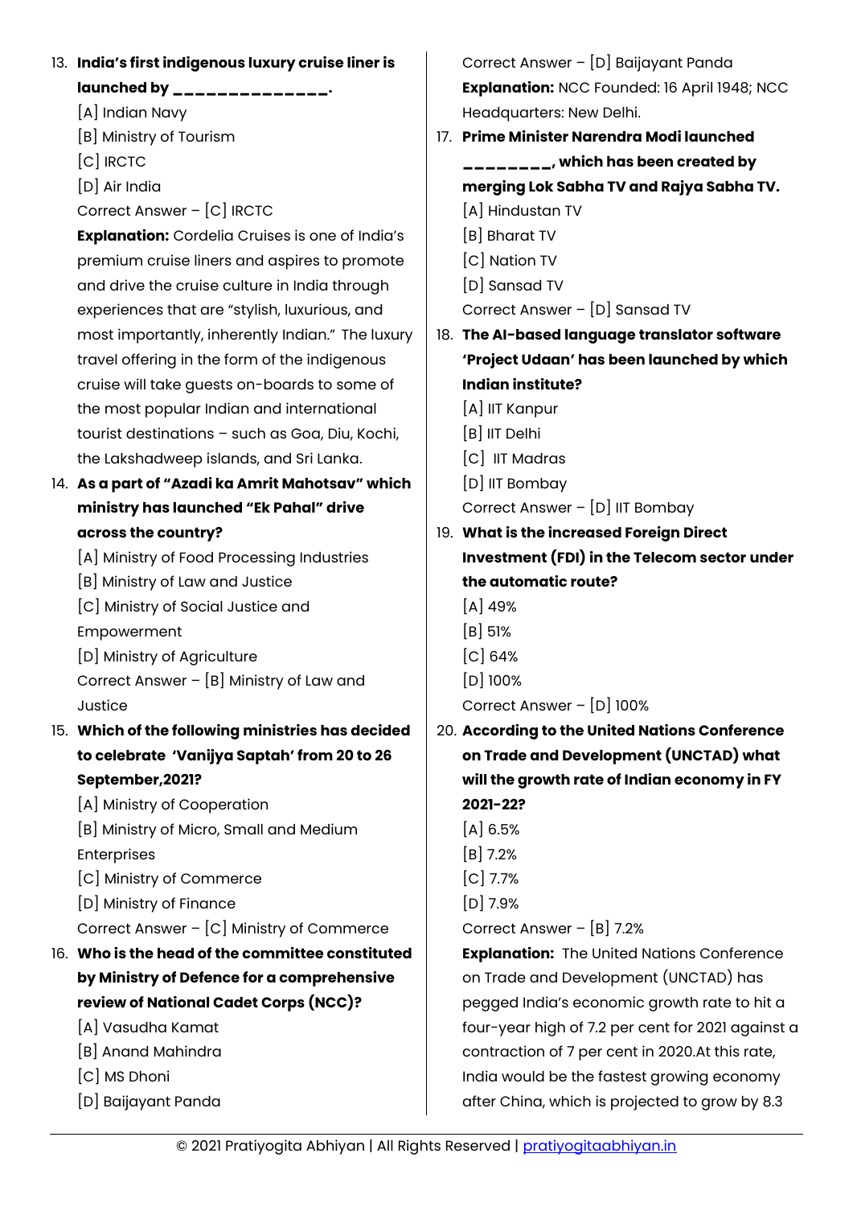13. **India's first indigenous luxury cruise liner is launched by ______________.**

[A] Indian Navy

[B] Ministry of Tourism

[C] IRCTC

[D] Air India

Correct Answer – [C] IRCTC

**Explanation:** Cordelia Cruises is one of India's premium cruise liners and aspires to promote and drive the cruise culture in India through experiences that are "stylish, luxurious, and most importantly, inherently Indian." The luxury travel offering in the form of the indigenous cruise will take guests on-boards to some of the most popular Indian and international tourist destinations – such as Goa, Diu, Kochi, the Lakshadweep islands, and Sri Lanka.

14. **As a part of "Azadi ka Amrit Mahotsav" which ministry has launched "Ek Pahal" drive across the country?**

[A] Ministry of Food Processing Industries

[B] Ministry of Law and Justice

[C] Ministry of Social Justice and Empowerment

[D] Ministry of Agriculture

Correct Answer – [B] Ministry of Law and Justice

15. **Which of the following ministries has decided to celebrate 'Vanijya Saptah' from 20 to 26 September,2021?**

[A] Ministry of Cooperation

[B] Ministry of Micro, Small and Medium Enterprises

[C] Ministry of Commerce

[D] Ministry of Finance

Correct Answer – [C] Ministry of Commerce

16. **Who is the head of the committee constituted by Ministry of Defence for a comprehensive review of National Cadet Corps (NCC)?**

[A] Vasudha Kamat

[B] Anand Mahindra

[C] MS Dhoni

[D] Baijayant Panda

Correct Answer – [D] Baijayant Panda

**Explanation:** NCC Founded: 16 April 1948; NCC Headquarters: New Delhi.

17. **Prime Minister Narendra Modi launched ________, which has been created by merging Lok Sabha TV and Rajya Sabha TV.**

[A] Hindustan TV

[B] Bharat TV

[C] Nation TV

[D] Sansad TV

Correct Answer – [D] Sansad TV

18. **The AI-based language translator software 'Project Udaan' has been launched by which Indian institute?**

[A] IIT Kanpur

[B] IIT Delhi

[C] IIT Madras

[D] IIT Bombay

Correct Answer – [D] IIT Bombay

19. **What is the increased Foreign Direct Investment (FDI) in the Telecom sector under the automatic route?**

[A] 49%

[B] 51%

[C] 64%

[D] 100%

Correct Answer – [D] 100%

20. **According to the United Nations Conference on Trade and Development (UNCTAD) what will the growth rate of Indian economy in FY 2021-22?**

[A] 6.5%

[B] 7.2%

[C] 7.7%

[D] 7.9%

Correct Answer – [B] 7.2%

**Explanation:** The United Nations Conference on Trade and Development (UNCTAD) has pegged India's economic growth rate to hit a four-year high of 7.2 per cent for 2021 against a contraction of 7 per cent in 2020.At this rate, India would be the fastest growing economy after China, which is projected to grow by 8.3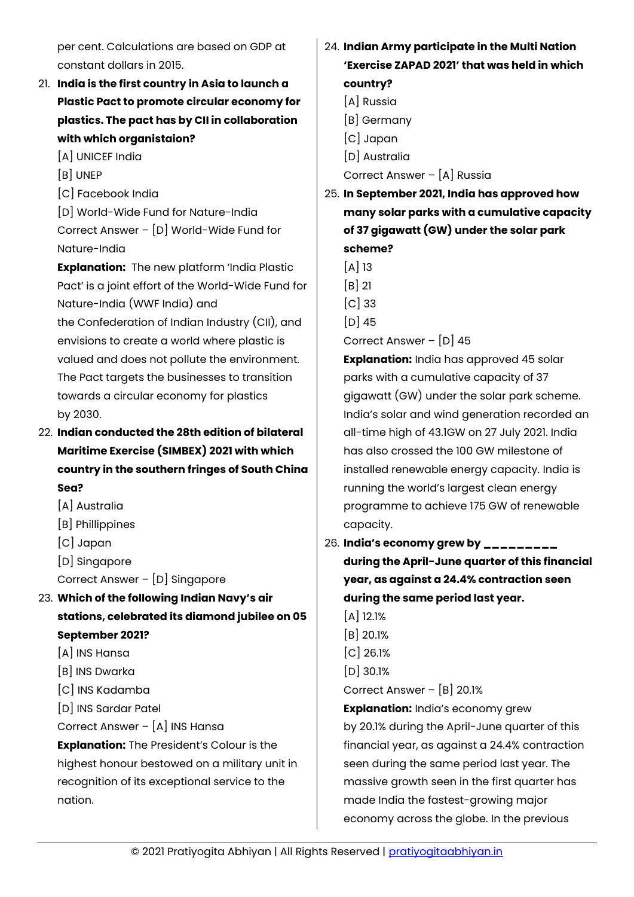per cent. Calculations are based on GDP at constant dollars in 2015.

21. **India is the first country in Asia to launch a Plastic Pact to promote circular economy for plastics. The pact has by CII in collaboration with which organistaion?**
    [A] UNICEF India
    [B] UNEP
    [C] Facebook India
    [D] World-Wide Fund for Nature-India
    Correct Answer – [D] World-Wide Fund for Nature-India
    **Explanation:** The new platform 'India Plastic Pact' is a joint effort of the World-Wide Fund for Nature-India (WWF India) and the Confederation of Indian Industry (CII), and envisions to create a world where plastic is valued and does not pollute the environment. The Pact targets the businesses to transition towards a circular economy for plastics by 2030.

22. **Indian conducted the 28th edition of bilateral Maritime Exercise (SIMBEX) 2021 with which country in the southern fringes of South China Sea?**
    [A] Australia
    [B] Phillippines
    [C] Japan
    [D] Singapore
    Correct Answer – [D] Singapore

23. **Which of the following Indian Navy's air stations, celebrated its diamond jubilee on 05 September 2021?**
    [A] INS Hansa
    [B] INS Dwarka
    [C] INS Kadamba
    [D] INS Sardar Patel
    Correct Answer – [A] INS Hansa
    **Explanation:** The President's Colour is the highest honour bestowed on a military unit in recognition of its exceptional service to the nation.

24. **Indian Army participate in the Multi Nation 'Exercise ZAPAD 2021' that was held in which country?**
    [A] Russia
    [B] Germany
    [C] Japan
    [D] Australia
    Correct Answer – [A] Russia

25. **In September 2021, India has approved how many solar parks with a cumulative capacity of 37 gigawatt (GW) under the solar park scheme?**
    [A] 13
    [B] 21
    [C] 33
    [D] 45
    Correct Answer – [D] 45
    **Explanation:** India has approved 45 solar parks with a cumulative capacity of 37 gigawatt (GW) under the solar park scheme. India's solar and wind generation recorded an all-time high of 43.1GW on 27 July 2021. India has also crossed the 100 GW milestone of installed renewable energy capacity. India is running the world's largest clean energy programme to achieve 175 GW of renewable capacity.

26. **India's economy grew by _________ during the April-June quarter of this financial year, as against a 24.4% contraction seen during the same period last year.**
    [A] 12.1%
    [B] 20.1%
    [C] 26.1%
    [D] 30.1%
    Correct Answer – [B] 20.1%
    **Explanation:** India's economy grew by 20.1% during the April-June quarter of this financial year, as against a 24.4% contraction seen during the same period last year. The massive growth seen in the first quarter has made India the fastest-growing major economy across the globe. In the previous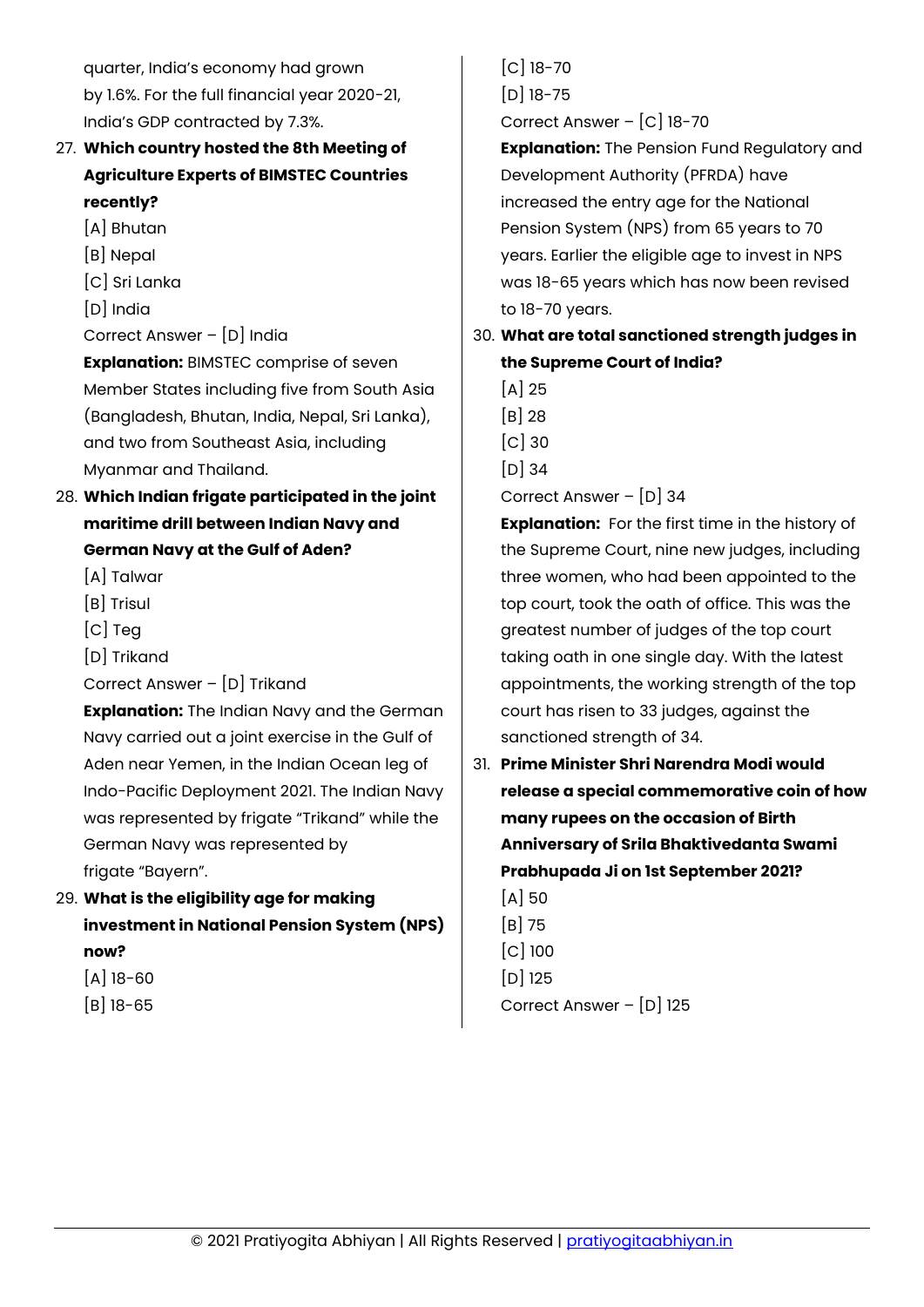quarter, India's economy had grown by 1.6%. For the full financial year 2020-21, India's GDP contracted by 7.3%.

27. **Which country hosted the 8th Meeting of Agriculture Experts of BIMSTEC Countries recently?**
    [A] Bhutan
    [B] Nepal
    [C] Sri Lanka
    [D] India
    Correct Answer – [D] India
    **Explanation:** BIMSTEC comprise of seven Member States including five from South Asia (Bangladesh, Bhutan, India, Nepal, Sri Lanka), and two from Southeast Asia, including Myanmar and Thailand.

28. **Which Indian frigate participated in the joint maritime drill between Indian Navy and German Navy at the Gulf of Aden?**
    [A] Talwar
    [B] Trisul
    [C] Teg
    [D] Trikand
    Correct Answer – [D] Trikand
    **Explanation:** The Indian Navy and the German Navy carried out a joint exercise in the Gulf of Aden near Yemen, in the Indian Ocean leg of Indo-Pacific Deployment 2021. The Indian Navy was represented by frigate "Trikand" while the German Navy was represented by frigate "Bayern".

29. **What is the eligibility age for making investment in National Pension System (NPS) now?**
    [A] 18-60
    [B] 18-65
    [C] 18-70
    [D] 18-75
    Correct Answer – [C] 18-70
    **Explanation:** The Pension Fund Regulatory and Development Authority (PFRDA) have increased the entry age for the National Pension System (NPS) from 65 years to 70 years. Earlier the eligible age to invest in NPS was 18-65 years which has now been revised to 18-70 years.

30. **What are total sanctioned strength judges in the Supreme Court of India?**
    [A] 25
    [B] 28
    [C] 30
    [D] 34
    Correct Answer – [D] 34
    **Explanation:** For the first time in the history of the Supreme Court, nine new judges, including three women, who had been appointed to the top court, took the oath of office. This was the greatest number of judges of the top court taking oath in one single day. With the latest appointments, the working strength of the top court has risen to 33 judges, against the sanctioned strength of 34.

31. **Prime Minister Shri Narendra Modi would release a special commemorative coin of how many rupees on the occasion of Birth Anniversary of Srila Bhaktivedanta Swami Prabhupada Ji on 1st September 2021?**
    [A] 50
    [B] 75
    [C] 100
    [D] 125
    Correct Answer – [D] 125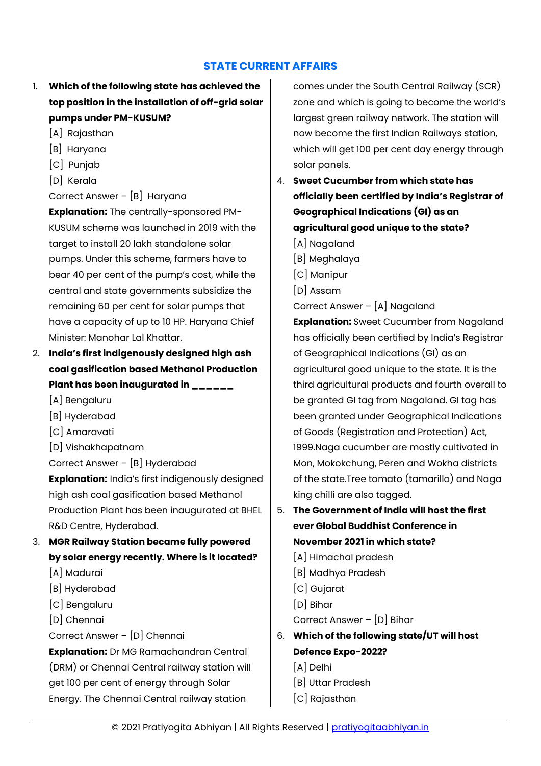## STATE CURRENT AFFAIRS

1. **Which of the following state has achieved the top position in the installation of off-grid solar pumps under PM-KUSUM?**
   [A] Rajasthan
   [B] Haryana
   [C] Punjab
   [D] Kerala
   Correct Answer – [B] Haryana
   **Explanation:** The centrally-sponsored PM-KUSUM scheme was launched in 2019 with the target to install 20 lakh standalone solar pumps. Under this scheme, farmers have to bear 40 per cent of the pump's cost, while the central and state governments subsidize the remaining 60 per cent for solar pumps that have a capacity of up to 10 HP. Haryana Chief Minister: Manohar Lal Khattar.

2. **India's first indigenously designed high ash coal gasification based Methanol Production Plant has been inaugurated in ______**
   [A] Bengaluru
   [B] Hyderabad
   [C] Amaravati
   [D] Vishakhapatnam
   Correct Answer – [B] Hyderabad
   **Explanation:** India's first indigenously designed high ash coal gasification based Methanol Production Plant has been inaugurated at BHEL R&D Centre, Hyderabad.

3. **MGR Railway Station became fully powered by solar energy recently. Where is it located?**
   [A] Madurai
   [B] Hyderabad
   [C] Bengaluru
   [D] Chennai
   Correct Answer – [D] Chennai
   **Explanation:** Dr MG Ramachandran Central (DRM) or Chennai Central railway station will get 100 per cent of energy through Solar Energy. The Chennai Central railway station comes under the South Central Railway (SCR) zone and which is going to become the world's largest green railway network. The station will now become the first Indian Railways station, which will get 100 per cent day energy through solar panels.

4. **Sweet Cucumber from which state has officially been certified by India's Registrar of Geographical Indications (GI) as an agricultural good unique to the state?**
   [A] Nagaland
   [B] Meghalaya
   [C] Manipur
   [D] Assam
   Correct Answer – [A] Nagaland
   **Explanation:** Sweet Cucumber from Nagaland has officially been certified by India's Registrar of Geographical Indications (GI) as an agricultural good unique to the state. It is the third agricultural products and fourth overall to be granted GI tag from Nagaland. GI tag has been granted under Geographical Indications of Goods (Registration and Protection) Act, 1999.Naga cucumber are mostly cultivated in Mon, Mokokchung, Peren and Wokha districts of the state.Tree tomato (tamarillo) and Naga king chilli are also tagged.

5. **The Government of India will host the first ever Global Buddhist Conference in November 2021 in which state?**
   [A] Himachal pradesh
   [B] Madhya Pradesh
   [C] Gujarat
   [D] Bihar
   Correct Answer – [D] Bihar

6. **Which of the following state/UT will host Defence Expo-2022?**
   [A] Delhi
   [B] Uttar Pradesh
   [C] Rajasthan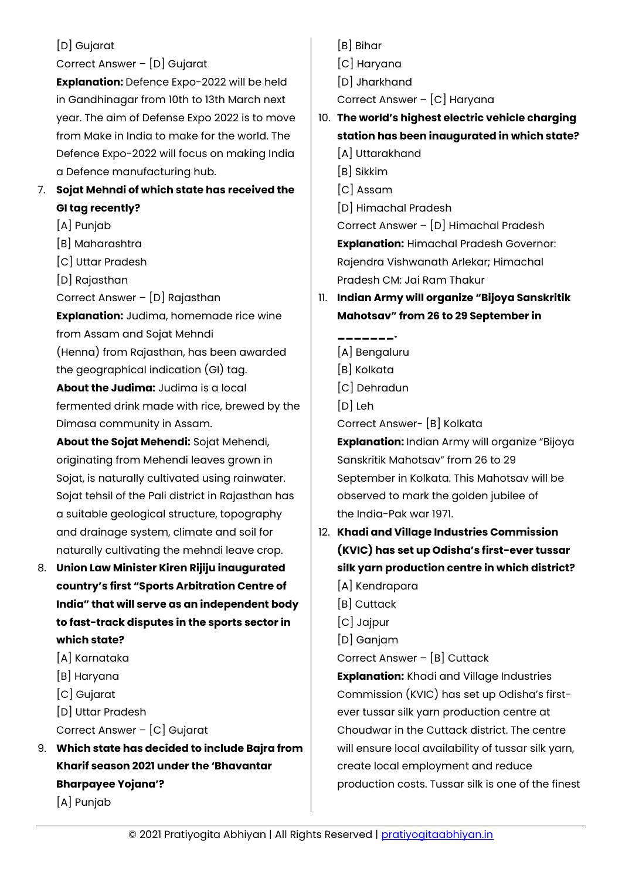[D] Gujarat

Correct Answer – [D] Gujarat

**Explanation:** Defence Expo-2022 will be held in Gandhinagar from 10th to 13th March next year. The aim of Defense Expo 2022 is to move from Make in India to make for the world. The Defence Expo-2022 will focus on making India a Defence manufacturing hub.

7. **Sojat Mehndi of which state has received the GI tag recently?**

   [A] Punjab

   [B] Maharashtra

   [C] Uttar Pradesh

   [D] Rajasthan

   Correct Answer – [D] Rajasthan

   **Explanation:** Judima, homemade rice wine from Assam and Sojat Mehndi (Henna) from Rajasthan, has been awarded the geographical indication (GI) tag.

   **About the Judima:** Judima is a local fermented drink made with rice, brewed by the Dimasa community in Assam.

   **About the Sojat Mehendi:** Sojat Mehendi, originating from Mehendi leaves grown in Sojat, is naturally cultivated using rainwater. Sojat tehsil of the Pali district in Rajasthan has a suitable geological structure, topography and drainage system, climate and soil for naturally cultivating the mehndi leave crop.

8. **Union Law Minister Kiren Rijiju inaugurated country's first "Sports Arbitration Centre of India" that will serve as an independent body to fast-track disputes in the sports sector in which state?**

   [A] Karnataka

   [B] Haryana

   [C] Gujarat

   [D] Uttar Pradesh

   Correct Answer – [C] Gujarat

9. **Which state has decided to include Bajra from Kharif season 2021 under the 'Bhavantar Bharpayee Yojana'?**

   [A] Punjab

   [B] Bihar

   [C] Haryana

   [D] Jharkhand

   Correct Answer – [C] Haryana

10. **The world's highest electric vehicle charging station has been inaugurated in which state?**

    [A] Uttarakhand

    [B] Sikkim

    [C] Assam

    [D] Himachal Pradesh

    Correct Answer – [D] Himachal Pradesh

    **Explanation:** Himachal Pradesh Governor: Rajendra Vishwanath Arlekar; Himachal Pradesh CM: Jai Ram Thakur

11. **Indian Army will organize "Bijoya Sanskritik Mahotsav" from 26 to 29 September in _______.**

    [A] Bengaluru

    [B] Kolkata

    [C] Dehradun

    [D] Leh

    Correct Answer- [B] Kolkata

    **Explanation:** Indian Army will organize "Bijoya Sanskritik Mahotsav" from 26 to 29 September in Kolkata. This Mahotsav will be observed to mark the golden jubilee of the India-Pak war 1971.

12. **Khadi and Village Industries Commission (KVIC) has set up Odisha's first-ever tussar silk yarn production centre in which district?**

    [A] Kendrapara

    [B] Cuttack

    [C] Jajpur

    [D] Ganjam

    Correct Answer – [B] Cuttack

    **Explanation:** Khadi and Village Industries Commission (KVIC) has set up Odisha's first-ever tussar silk yarn production centre at Choudwar in the Cuttack district. The centre will ensure local availability of tussar silk yarn, create local employment and reduce production costs. Tussar silk is one of the finest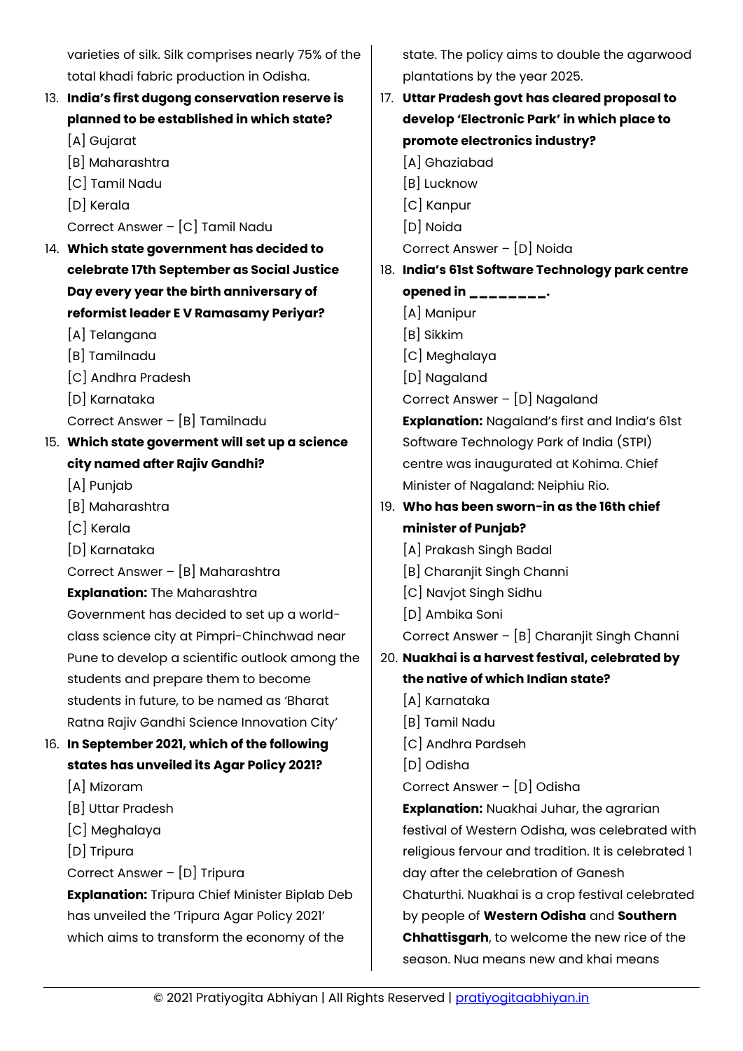varieties of silk. Silk comprises nearly 75% of the total khadi fabric production in Odisha.

13. **India's first dugong conservation reserve is planned to be established in which state?**
    [A] Gujarat
    [B] Maharashtra
    [C] Tamil Nadu
    [D] Kerala
    Correct Answer – [C] Tamil Nadu

14. **Which state government has decided to celebrate 17th September as Social Justice Day every year the birth anniversary of reformist leader E V Ramasamy Periyar?**
    [A] Telangana
    [B] Tamilnadu
    [C] Andhra Pradesh
    [D] Karnataka
    Correct Answer – [B] Tamilnadu

15. **Which state goverment will set up a science city named after Rajiv Gandhi?**
    [A] Punjab
    [B] Maharashtra
    [C] Kerala
    [D] Karnataka
    Correct Answer – [B] Maharashtra
    **Explanation:** The Maharashtra Government has decided to set up a world-class science city at Pimpri-Chinchwad near Pune to develop a scientific outlook among the students and prepare them to become students in future, to be named as 'Bharat Ratna Rajiv Gandhi Science Innovation City'

16. **In September 2021, which of the following states has unveiled its Agar Policy 2021?**
    [A] Mizoram
    [B] Uttar Pradesh
    [C] Meghalaya
    [D] Tripura
    Correct Answer – [D] Tripura
    **Explanation:** Tripura Chief Minister Biplab Deb has unveiled the 'Tripura Agar Policy 2021' which aims to transform the economy of the state. The policy aims to double the agarwood plantations by the year 2025.

17. **Uttar Pradesh govt has cleared proposal to develop 'Electronic Park' in which place to promote electronics industry?**
    [A] Ghaziabad
    [B] Lucknow
    [C] Kanpur
    [D] Noida
    Correct Answer – [D] Noida

18. **India's 61st Software Technology park centre opened in ________.**
    [A] Manipur
    [B] Sikkim
    [C] Meghalaya
    [D] Nagaland
    Correct Answer – [D] Nagaland
    **Explanation:** Nagaland's first and India's 61st Software Technology Park of India (STPI) centre was inaugurated at Kohima. Chief Minister of Nagaland: Neiphiu Rio.

19. **Who has been sworn-in as the 16th chief minister of Punjab?**
    [A] Prakash Singh Badal
    [B] Charanjit Singh Channi
    [C] Navjot Singh Sidhu
    [D] Ambika Soni
    Correct Answer – [B] Charanjit Singh Channi

20. **Nuakhai is a harvest festival, celebrated by the native of which Indian state?**
    [A] Karnataka
    [B] Tamil Nadu
    [C] Andhra Pardseh
    [D] Odisha
    Correct Answer – [D] Odisha
    **Explanation:** Nuakhai Juhar, the agrarian festival of Western Odisha, was celebrated with religious fervour and tradition. It is celebrated 1 day after the celebration of Ganesh Chaturthi. Nuakhai is a crop festival celebrated by people of **Western Odisha** and **Southern Chhattisgarh**, to welcome the new rice of the season. Nua means new and khai means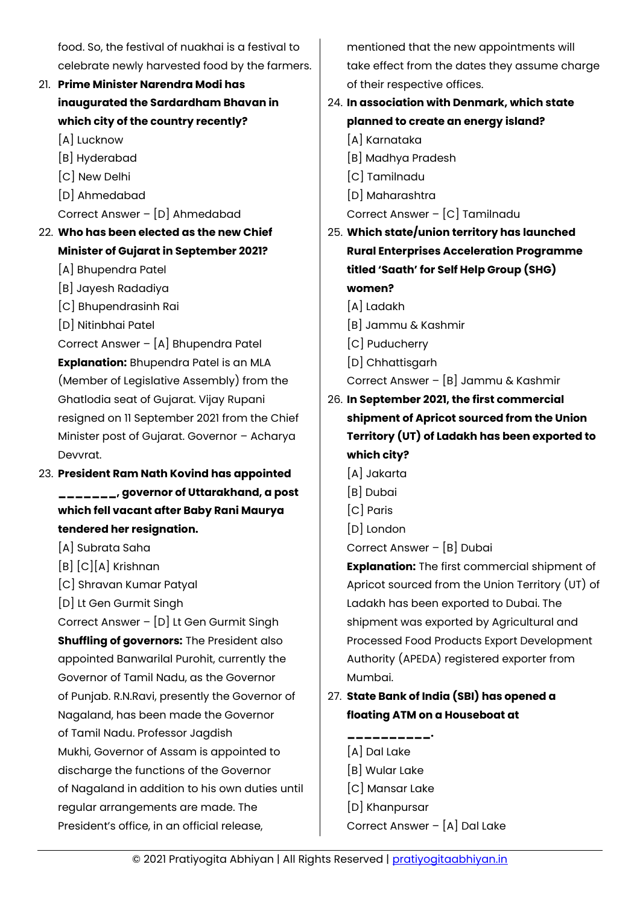food. So, the festival of nuakhai is a festival to celebrate newly harvested food by the farmers.

21. **Prime Minister Narendra Modi has inaugurated the Sardardham Bhavan in which city of the country recently?**
    [A] Lucknow
    [B] Hyderabad
    [C] New Delhi
    [D] Ahmedabad
    Correct Answer – [D] Ahmedabad

22. **Who has been elected as the new Chief Minister of Gujarat in September 2021?**
    [A] Bhupendra Patel
    [B] Jayesh Radadiya
    [C] Bhupendrasinh Rai
    [D] Nitinbhai Patel
    Correct Answer – [A] Bhupendra Patel
    **Explanation:** Bhupendra Patel is an MLA (Member of Legislative Assembly) from the Ghatlodia seat of Gujarat. Vijay Rupani resigned on 11 September 2021 from the Chief Minister post of Gujarat. Governor – Acharya Devvrat.

23. **President Ram Nath Kovind has appointed _______, governor of Uttarakhand, a post which fell vacant after Baby Rani Maurya tendered her resignation.**
    [A] Subrata Saha
    [B] [C][A] Krishnan
    [C] Shravan Kumar Patyal
    [D] Lt Gen Gurmit Singh
    Correct Answer – [D] Lt Gen Gurmit Singh
    **Shuffling of governors:** The President also appointed Banwarilal Purohit, currently the Governor of Tamil Nadu, as the Governor of Punjab. R.N.Ravi, presently the Governor of Nagaland, has been made the Governor of Tamil Nadu. Professor Jagdish Mukhi, Governor of Assam is appointed to discharge the functions of the Governor of Nagaland in addition to his own duties until regular arrangements are made. The President's office, in an official release, mentioned that the new appointments will take effect from the dates they assume charge of their respective offices.

24. **In association with Denmark, which state planned to create an energy island?**
    [A] Karnataka
    [B] Madhya Pradesh
    [C] Tamilnadu
    [D] Maharashtra
    Correct Answer – [C] Tamilnadu

25. **Which state/union territory has launched Rural Enterprises Acceleration Programme titled 'Saath' for Self Help Group (SHG) women?**
    [A] Ladakh
    [B] Jammu & Kashmir
    [C] Puducherry
    [D] Chhattisgarh
    Correct Answer – [B] Jammu & Kashmir

26. **In September 2021, the first commercial shipment of Apricot sourced from the Union Territory (UT) of Ladakh has been exported to which city?**
    [A] Jakarta
    [B] Dubai
    [C] Paris
    [D] London
    Correct Answer – [B] Dubai
    **Explanation:** The first commercial shipment of Apricot sourced from the Union Territory (UT) of Ladakh has been exported to Dubai. The shipment was exported by Agricultural and Processed Food Products Export Development Authority (APEDA) registered exporter from Mumbai.

27. **State Bank of India (SBI) has opened a floating ATM on a Houseboat at __________.**
    [A] Dal Lake
    [B] Wular Lake
    [C] Mansar Lake
    [D] Khanpursar
    Correct Answer – [A] Dal Lake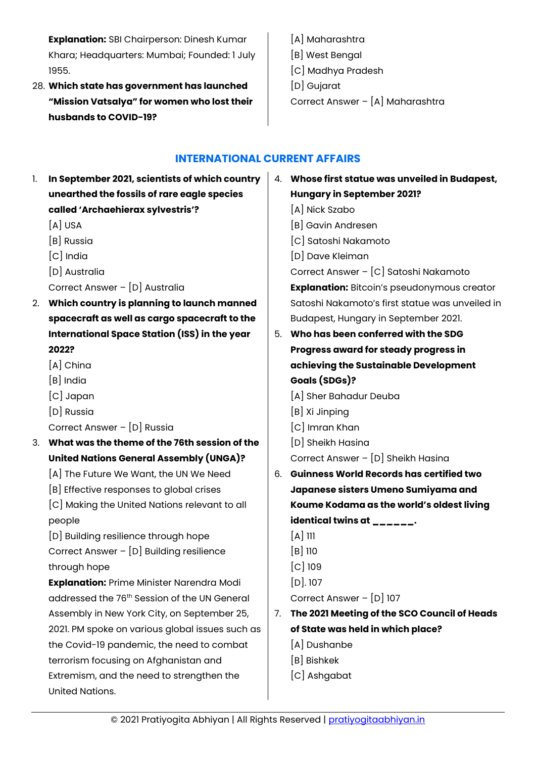**Explanation:** SBI Chairperson: Dinesh Kumar Khara; Headquarters: Mumbai; Founded: 1 July 1955.

28. **Which state has government has launched "Mission Vatsalya" for women who lost their husbands to COVID-19?**
    [A] Maharashtra
    [B] West Bengal
    [C] Madhya Pradesh
    [D] Gujarat
    Correct Answer – [A] Maharashtra

## INTERNATIONAL CURRENT AFFAIRS

1. **In September 2021, scientists of which country unearthed the fossils of rare eagle species called 'Archaehierax sylvestris'?**
   [A] USA
   [B] Russia
   [C] India
   [D] Australia
   Correct Answer – [D] Australia
2. **Which country is planning to launch manned spacecraft as well as cargo spacecraft to the International Space Station (ISS) in the year 2022?**
   [A] China
   [B] India
   [C] Japan
   [D] Russia
   Correct Answer – [D] Russia
3. **What was the theme of the 76th session of the United Nations General Assembly (UNGA)?**
   [A] The Future We Want, the UN We Need
   [B] Effective responses to global crises
   [C] Making the United Nations relevant to all people
   [D] Building resilience through hope
   Correct Answer – [D] Building resilience through hope
   **Explanation:** Prime Minister Narendra Modi addressed the 76th Session of the UN General Assembly in New York City, on September 25, 2021. PM spoke on various global issues such as the Covid-19 pandemic, the need to combat terrorism focusing on Afghanistan and Extremism, and the need to strengthen the United Nations.
4. **Whose first statue was unveiled in Budapest, Hungary in September 2021?**
   [A] Nick Szabo
   [B] Gavin Andresen
   [C] Satoshi Nakamoto
   [D] Dave Kleiman
   Correct Answer – [C] Satoshi Nakamoto
   **Explanation:** Bitcoin's pseudonymous creator Satoshi Nakamoto's first statue was unveiled in Budapest, Hungary in September 2021.
5. **Who has been conferred with the SDG Progress award for steady progress in achieving the Sustainable Development Goals (SDGs)?**
   [A] Sher Bahadur Deuba
   [B] Xi Jinping
   [C] Imran Khan
   [D] Sheikh Hasina
   Correct Answer – [D] Sheikh Hasina
6. **Guinness World Records has certified two Japanese sisters Umeno Sumiyama and Koume Kodama as the world's oldest living identical twins at ______.**
   [A] 111
   [B] 110
   [C] 109
   [D]. 107
   Correct Answer – [D] 107
7. **The 2021 Meeting of the SCO Council of Heads of State was held in which place?**
   [A] Dushanbe
   [B] Bishkek
   [C] Ashgabat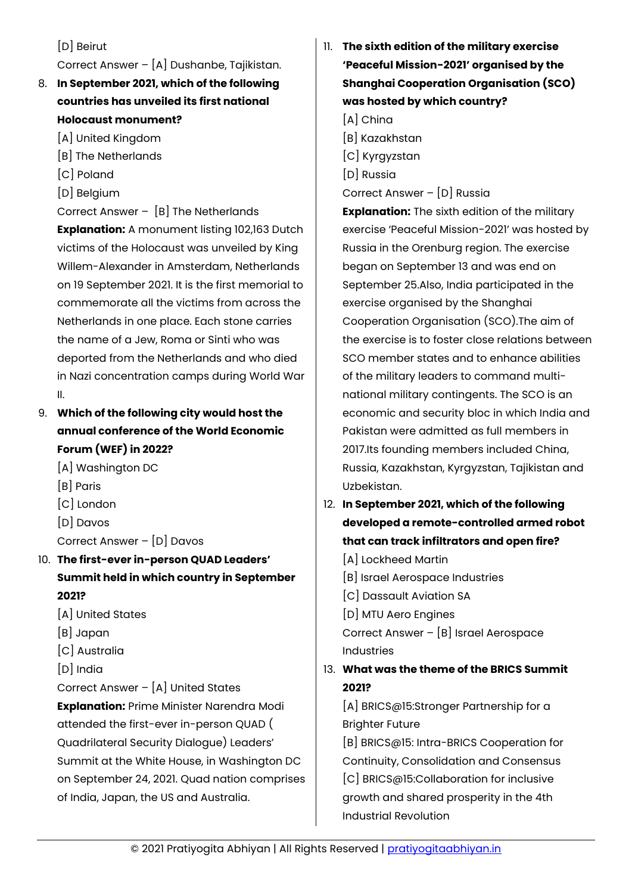[D] Beirut

Correct Answer – [A] Dushanbe, Tajikistan.

8. **In September 2021, which of the following countries has unveiled its first national Holocaust monument?**

   [A] United Kingdom
   
   [B] The Netherlands
   
   [C] Poland
   
   [D] Belgium

   Correct Answer – [B] The Netherlands

   **Explanation:** A monument listing 102,163 Dutch victims of the Holocaust was unveiled by King Willem-Alexander in Amsterdam, Netherlands on 19 September 2021. It is the first memorial to commemorate all the victims from across the Netherlands in one place. Each stone carries the name of a Jew, Roma or Sinti who was deported from the Netherlands and who died in Nazi concentration camps during World War II.

9. **Which of the following city would host the annual conference of the World Economic Forum (WEF) in 2022?**

   [A] Washington DC
   
   [B] Paris
   
   [C] London
   
   [D] Davos

   Correct Answer – [D] Davos

10. **The first-ever in-person QUAD Leaders' Summit held in which country in September 2021?**

    [A] United States
    
    [B] Japan
    
    [C] Australia
    
    [D] India

    Correct Answer – [A] United States

    **Explanation:** Prime Minister Narendra Modi attended the first-ever in-person QUAD ( Quadrilateral Security Dialogue) Leaders' Summit at the White House, in Washington DC on September 24, 2021. Quad nation comprises of India, Japan, the US and Australia.

11. **The sixth edition of the military exercise 'Peaceful Mission-2021' organised by the Shanghai Cooperation Organisation (SCO) was hosted by which country?**

    [A] China
    
    [B] Kazakhstan
    
    [C] Kyrgyzstan
    
    [D] Russia

    Correct Answer – [D] Russia

    **Explanation:** The sixth edition of the military exercise 'Peaceful Mission-2021' was hosted by Russia in the Orenburg region. The exercise began on September 13 and was end on September 25.Also, India participated in the exercise organised by the Shanghai Cooperation Organisation (SCO).The aim of the exercise is to foster close relations between SCO member states and to enhance abilities of the military leaders to command multi-national military contingents. The SCO is an economic and security bloc in which India and Pakistan were admitted as full members in 2017.Its founding members included China, Russia, Kazakhstan, Kyrgyzstan, Tajikistan and Uzbekistan.

12. **In September 2021, which of the following developed a remote-controlled armed robot that can track infiltrators and open fire?**

    [A] Lockheed Martin
    
    [B] Israel Aerospace Industries
    
    [C] Dassault Aviation SA
    
    [D] MTU Aero Engines

    Correct Answer – [B] Israel Aerospace Industries

13. **What was the theme of the BRICS Summit 2021?**

    [A] BRICS@15:Stronger Partnership for a Brighter Future
    
    [B] BRICS@15: Intra-BRICS Cooperation for Continuity, Consolidation and Consensus
    
    [C] BRICS@15:Collaboration for inclusive growth and shared prosperity in the 4th Industrial Revolution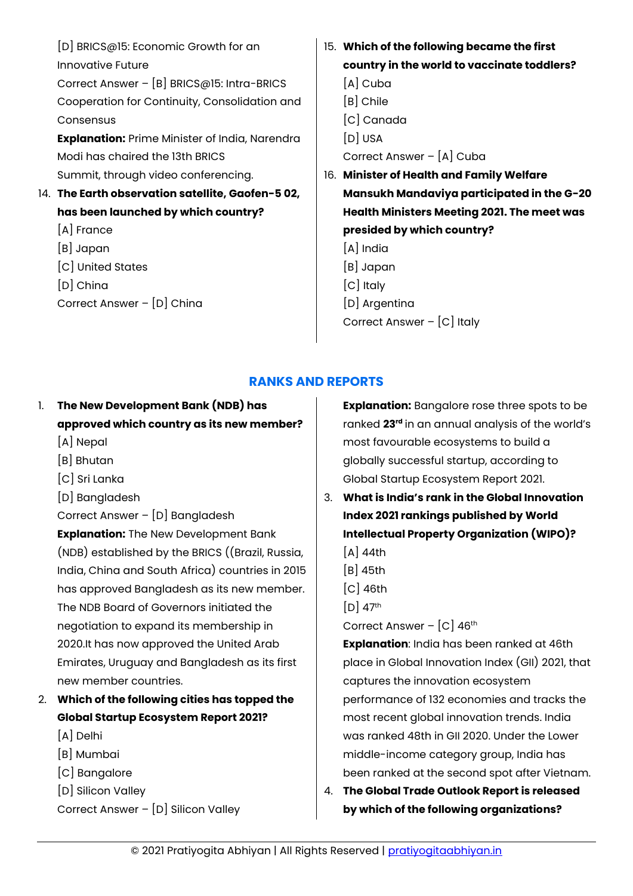[D] BRICS@15: Economic Growth for an Innovative Future

Correct Answer – [B] BRICS@15: Intra-BRICS Cooperation for Continuity, Consolidation and Consensus

**Explanation:** Prime Minister of India, Narendra Modi has chaired the 13th BRICS Summit, through video conferencing.

14. **The Earth observation satellite, Gaofen-5 02, has been launched by which country?**

[A] France
[B] Japan
[C] United States
[D] China

Correct Answer – [D] China

15. **Which of the following became the first country in the world to vaccinate toddlers?**

[A] Cuba
[B] Chile
[C] Canada
[D] USA

Correct Answer – [A] Cuba

16. **Minister of Health and Family Welfare Mansukh Mandaviya participated in the G-20 Health Ministers Meeting 2021. The meet was presided by which country?**

[A] India
[B] Japan
[C] Italy
[D] Argentina

Correct Answer – [C] Italy

## RANKS AND REPORTS

1. **The New Development Bank (NDB) has approved which country as its new member?**

[A] Nepal
[B] Bhutan
[C] Sri Lanka
[D] Bangladesh

Correct Answer – [D] Bangladesh

**Explanation:** The New Development Bank (NDB) established by the BRICS ((Brazil, Russia, India, China and South Africa) countries in 2015 has approved Bangladesh as its new member. The NDB Board of Governors initiated the negotiation to expand its membership in 2020.It has now approved the United Arab Emirates, Uruguay and Bangladesh as its first new member countries.

2. **Which of the following cities has topped the Global Startup Ecosystem Report 2021?**

[A] Delhi
[B] Mumbai
[C] Bangalore
[D] Silicon Valley

Correct Answer – [D] Silicon Valley

**Explanation:** Bangalore rose three spots to be ranked **23rd** in an annual analysis of the world's most favourable ecosystems to build a globally successful startup, according to Global Startup Ecosystem Report 2021.

3. **What is India's rank in the Global Innovation Index 2021 rankings published by World Intellectual Property Organization (WIPO)?**

[A] 44th
[B] 45th
[C] 46th
[D] 47th

Correct Answer – [C] 46th

**Explanation**: India has been ranked at 46th place in Global Innovation Index (GII) 2021, that captures the innovation ecosystem performance of 132 economies and tracks the most recent global innovation trends. India was ranked 48th in GII 2020. Under the Lower middle-income category group, India has been ranked at the second spot after Vietnam.

4. **The Global Trade Outlook Report is released by which of the following organizations?**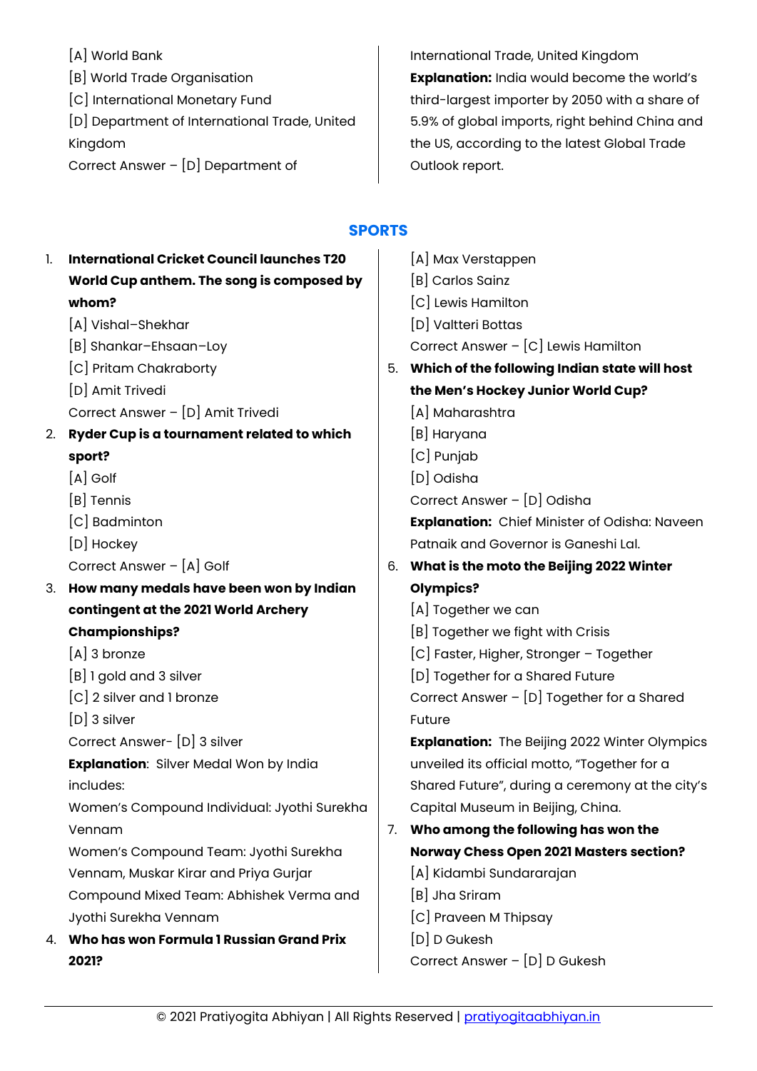[A] World Bank

[B] World Trade Organisation

[C] International Monetary Fund

[D] Department of International Trade, United Kingdom

Correct Answer – [D] Department of International Trade, United Kingdom

**Explanation:** India would become the world's third-largest importer by 2050 with a share of 5.9% of global imports, right behind China and the US, according to the latest Global Trade Outlook report.

## SPORTS

1. **International Cricket Council launches T20 World Cup anthem. The song is composed by whom?**

   [A] Vishal–Shekhar

   [B] Shankar–Ehsaan–Loy

   [C] Pritam Chakraborty

   [D] Amit Trivedi

   Correct Answer – [D] Amit Trivedi

2. **Ryder Cup is a tournament related to which sport?**

   [A] Golf

   [B] Tennis

   [C] Badminton

   [D] Hockey

   Correct Answer – [A] Golf

3. **How many medals have been won by Indian contingent at the 2021 World Archery Championships?**

   [A] 3 bronze

   [B] 1 gold and 3 silver

   [C] 2 silver and 1 bronze

   [D] 3 silver

   Correct Answer- [D] 3 silver

   **Explanation**: Silver Medal Won by India includes:

   Women's Compound Individual: Jyothi Surekha Vennam

   Women's Compound Team: Jyothi Surekha Vennam, Muskar Kirar and Priya Gurjar

   Compound Mixed Team: Abhishek Verma and Jyothi Surekha Vennam

4. **Who has won Formula 1 Russian Grand Prix 2021?**

   [A] Max Verstappen

   [B] Carlos Sainz

   [C] Lewis Hamilton

   [D] Valtteri Bottas

   Correct Answer – [C] Lewis Hamilton

5. **Which of the following Indian state will host the Men's Hockey Junior World Cup?**

   [A] Maharashtra

   [B] Haryana

   [C] Punjab

   [D] Odisha

   Correct Answer – [D] Odisha

   **Explanation:** Chief Minister of Odisha: Naveen Patnaik and Governor is Ganeshi Lal.

6. **What is the moto the Beijing 2022 Winter Olympics?**

   [A] Together we can

   [B] Together we fight with Crisis

   [C] Faster, Higher, Stronger – Together

   [D] Together for a Shared Future

   Correct Answer – [D] Together for a Shared Future

   **Explanation:** The Beijing 2022 Winter Olympics unveiled its official motto, "Together for a Shared Future", during a ceremony at the city's Capital Museum in Beijing, China.

7. **Who among the following has won the Norway Chess Open 2021 Masters section?**

   [A] Kidambi Sundararajan

   [B] Jha Sriram

   [C] Praveen M Thipsay

   [D] D Gukesh

   Correct Answer – [D] D Gukesh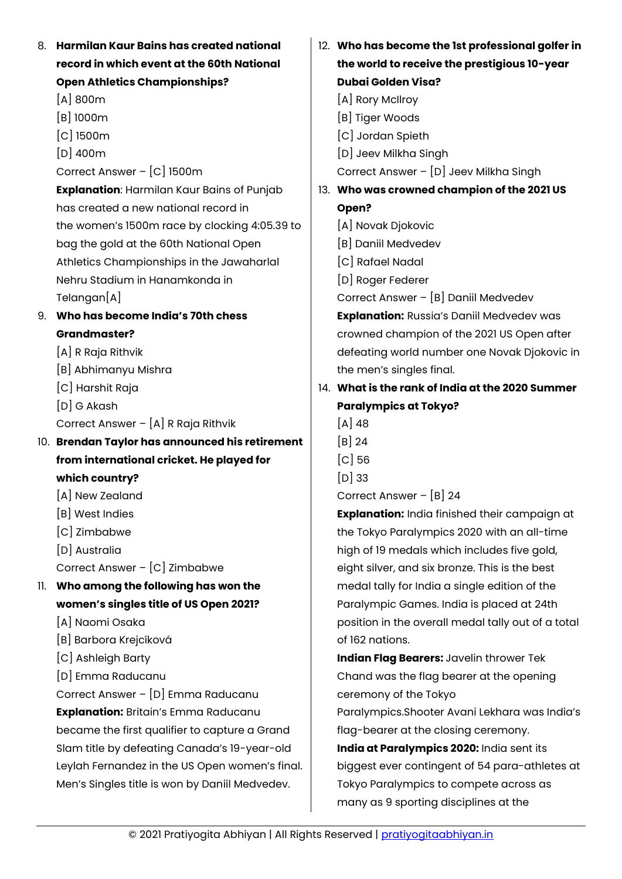8. **Harmilan Kaur Bains has created national record in which event at the 60th National Open Athletics Championships?**
   [A] 800m
   [B] 1000m
   [C] 1500m
   [D] 400m
   Correct Answer – [C] 1500m
   **Explanation**: Harmilan Kaur Bains of Punjab has created a new national record in the women's 1500m race by clocking 4:05.39 to bag the gold at the 60th National Open Athletics Championships in the Jawaharlal Nehru Stadium in Hanamkonda in Telangan[A]

9. **Who has become India's 70th chess Grandmaster?**
   [A] R Raja Rithvik
   [B] Abhimanyu Mishra
   [C] Harshit Raja
   [D] G Akash
   Correct Answer – [A] R Raja Rithvik

10. **Brendan Taylor has announced his retirement from international cricket. He played for which country?**
    [A] New Zealand
    [B] West Indies
    [C] Zimbabwe
    [D] Australia
    Correct Answer – [C] Zimbabwe

11. **Who among the following has won the women's singles title of US Open 2021?**
    [A] Naomi Osaka
    [B] Barbora Krejcíková
    [C] Ashleigh Barty
    [D] Emma Raducanu
    Correct Answer – [D] Emma Raducanu
    **Explanation:** Britain's Emma Raducanu became the first qualifier to capture a Grand Slam title by defeating Canada's 19-year-old Leylah Fernandez in the US Open women's final. Men's Singles title is won by Daniil Medvedev.

12. **Who has become the 1st professional golfer in the world to receive the prestigious 10-year Dubai Golden Visa?**
    [A] Rory McIlroy
    [B] Tiger Woods
    [C] Jordan Spieth
    [D] Jeev Milkha Singh
    Correct Answer – [D] Jeev Milkha Singh

13. **Who was crowned champion of the 2021 US Open?**
    [A] Novak Djokovic
    [B] Daniil Medvedev
    [C] Rafael Nadal
    [D] Roger Federer
    Correct Answer – [B] Daniil Medvedev
    **Explanation:** Russia's Daniil Medvedev was crowned champion of the 2021 US Open after defeating world number one Novak Djokovic in the men's singles final.

14. **What is the rank of India at the 2020 Summer Paralympics at Tokyo?**
    [A] 48
    [B] 24
    [C] 56
    [D] 33
    Correct Answer – [B] 24
    **Explanation:** India finished their campaign at the Tokyo Paralympics 2020 with an all-time high of 19 medals which includes five gold, eight silver, and six bronze. This is the best medal tally for India a single edition of the Paralympic Games. India is placed at 24th position in the overall medal tally out of a total of 162 nations.
    **Indian Flag Bearers:** Javelin thrower Tek Chand was the flag bearer at the opening ceremony of the Tokyo Paralympics.Shooter Avani Lekhara was India's flag-bearer at the closing ceremony.
    **India at Paralympics 2020:** India sent its biggest ever contingent of 54 para-athletes at Tokyo Paralympics to compete across as many as 9 sporting disciplines at the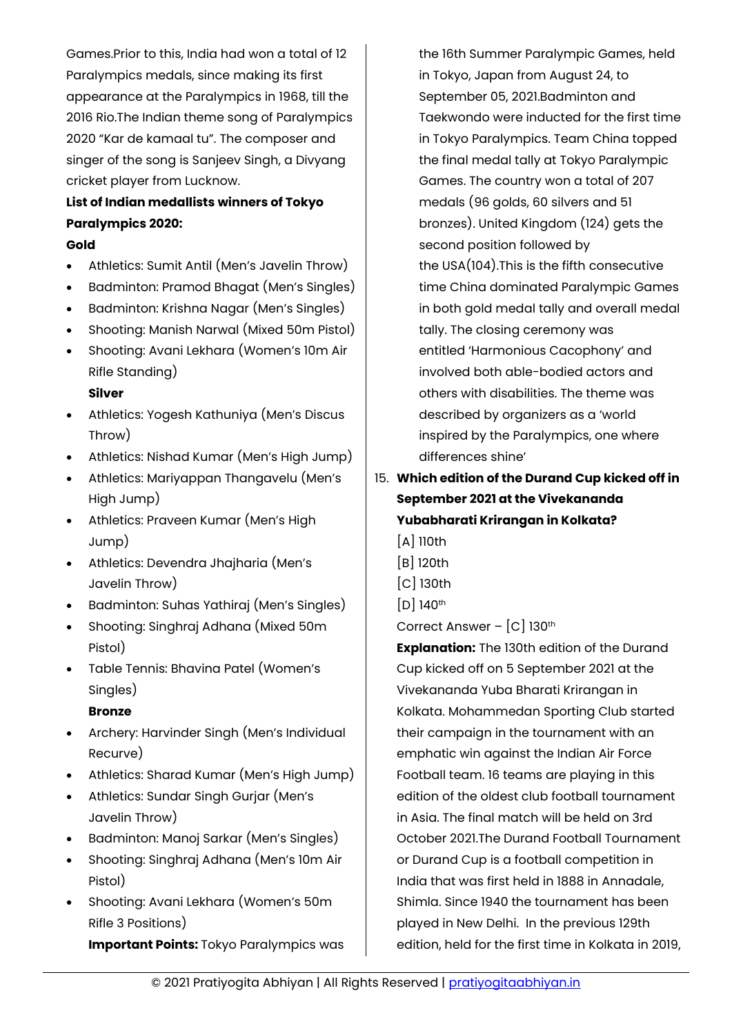Games.Prior to this, India had won a total of 12 Paralympics medals, since making its first appearance at the Paralympics in 1968, till the 2016 Rio.The Indian theme song of Paralympics 2020 "Kar de kamaal tu". The composer and singer of the song is Sanjeev Singh, a Divyang cricket player from Lucknow.

**List of Indian medallists winners of Tokyo Paralympics 2020:**

**Gold**

- Athletics: Sumit Antil (Men's Javelin Throw)
- Badminton: Pramod Bhagat (Men's Singles)
- Badminton: Krishna Nagar (Men's Singles)
- Shooting: Manish Narwal (Mixed 50m Pistol)
- Shooting: Avani Lekhara (Women's 10m Air Rifle Standing)

**Silver**

- Athletics: Yogesh Kathuniya (Men's Discus Throw)
- Athletics: Nishad Kumar (Men's High Jump)
- Athletics: Mariyappan Thangavelu (Men's High Jump)
- Athletics: Praveen Kumar (Men's High Jump)
- Athletics: Devendra Jhajharia (Men's Javelin Throw)
- Badminton: Suhas Yathiraj (Men's Singles)
- Shooting: Singhraj Adhana (Mixed 50m Pistol)
- Table Tennis: Bhavina Patel (Women's Singles)

**Bronze**

- Archery: Harvinder Singh (Men's Individual Recurve)
- Athletics: Sharad Kumar (Men's High Jump)
- Athletics: Sundar Singh Gurjar (Men's Javelin Throw)
- Badminton: Manoj Sarkar (Men's Singles)
- Shooting: Singhraj Adhana (Men's 10m Air Pistol)
- Shooting: Avani Lekhara (Women's 50m Rifle 3 Positions)

**Important Points:** Tokyo Paralympics was the 16th Summer Paralympic Games, held in Tokyo, Japan from August 24, to September 05, 2021.Badminton and Taekwondo were inducted for the first time in Tokyo Paralympics. Team China topped the final medal tally at Tokyo Paralympic Games. The country won a total of 207 medals (96 golds, 60 silvers and 51 bronzes). United Kingdom (124) gets the second position followed by the USA(104).This is the fifth consecutive time China dominated Paralympic Games in both gold medal tally and overall medal tally. The closing ceremony was entitled 'Harmonious Cacophony' and involved both able-bodied actors and others with disabilities. The theme was described by organizers as a 'world inspired by the Paralympics, one where differences shine'

15. **Which edition of the Durand Cup kicked off in September 2021 at the Vivekananda Yubabharati Krirangan in Kolkata?**

[A] 110th
[B] 120th
[C] 130th
[D] 140th

Correct Answer – [C] 130th

**Explanation:** The 130th edition of the Durand Cup kicked off on 5 September 2021 at the Vivekananda Yuba Bharati Krirangan in Kolkata. Mohammedan Sporting Club started their campaign in the tournament with an emphatic win against the Indian Air Force Football team. 16 teams are playing in this edition of the oldest club football tournament in Asia. The final match will be held on 3rd October 2021.The Durand Football Tournament or Durand Cup is a football competition in India that was first held in 1888 in Annadale, Shimla. Since 1940 the tournament has been played in New Delhi. In the previous 129th edition, held for the first time in Kolkata in 2019,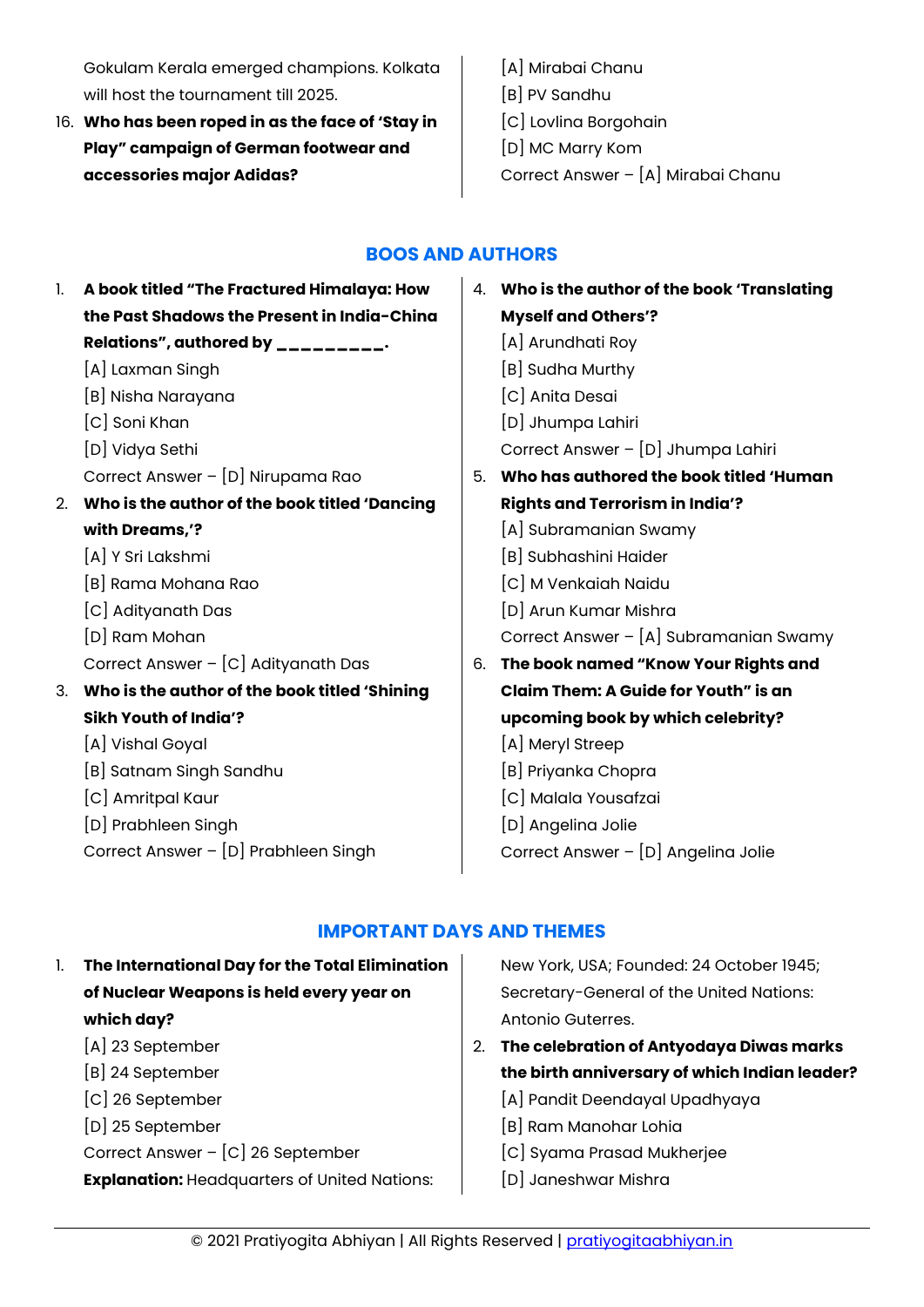Gokulam Kerala emerged champions. Kolkata will host the tournament till 2025.

16. **Who has been roped in as the face of 'Stay in Play" campaign of German footwear and accessories major Adidas?**
[A] Mirabai Chanu
[B] PV Sandhu
[C] Lovlina Borgohain
[D] MC Marry Kom
Correct Answer – [A] Mirabai Chanu

## BOOS AND AUTHORS

1. **A book titled "The Fractured Himalaya: How the Past Shadows the Present in India-China Relations", authored by _________.**
[A] Laxman Singh
[B] Nisha Narayana
[C] Soni Khan
[D] Vidya Sethi
Correct Answer – [D] Nirupama Rao

2. **Who is the author of the book titled 'Dancing with Dreams,'?**
[A] Y Sri Lakshmi
[B] Rama Mohana Rao
[C] Adityanath Das
[D] Ram Mohan
Correct Answer – [C] Adityanath Das

3. **Who is the author of the book titled 'Shining Sikh Youth of India'?**
[A] Vishal Goyal
[B] Satnam Singh Sandhu
[C] Amritpal Kaur
[D] Prabhleen Singh
Correct Answer – [D] Prabhleen Singh

4. **Who is the author of the book 'Translating Myself and Others'?**
[A] Arundhati Roy
[B] Sudha Murthy
[C] Anita Desai
[D] Jhumpa Lahiri
Correct Answer – [D] Jhumpa Lahiri

5. **Who has authored the book titled 'Human Rights and Terrorism in India'?**
[A] Subramanian Swamy
[B] Subhashini Haider
[C] M Venkaiah Naidu
[D] Arun Kumar Mishra
Correct Answer – [A] Subramanian Swamy

6. **The book named "Know Your Rights and Claim Them: A Guide for Youth" is an upcoming book by which celebrity?**
[A] Meryl Streep
[B] Priyanka Chopra
[C] Malala Yousafzai
[D] Angelina Jolie
Correct Answer – [D] Angelina Jolie

## IMPORTANT DAYS AND THEMES

1. **The International Day for the Total Elimination of Nuclear Weapons is held every year on which day?**
[A] 23 September
[B] 24 September
[C] 26 September
[D] 25 September
Correct Answer – [C] 26 September
**Explanation:** Headquarters of United Nations: New York, USA; Founded: 24 October 1945; Secretary-General of the United Nations: Antonio Guterres.

2. **The celebration of Antyodaya Diwas marks the birth anniversary of which Indian leader?**
[A] Pandit Deendayal Upadhyaya
[B] Ram Manohar Lohia
[C] Syama Prasad Mukherjee
[D] Janeshwar Mishra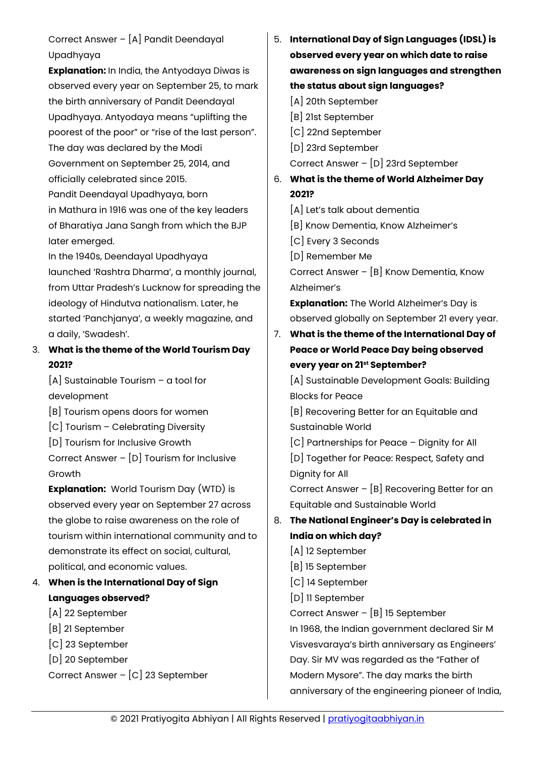Correct Answer – [A] Pandit Deendayal Upadhyaya

**Explanation:** In India, the Antyodaya Diwas is observed every year on September 25, to mark the birth anniversary of Pandit Deendayal Upadhyaya. Antyodaya means "uplifting the poorest of the poor" or "rise of the last person". The day was declared by the Modi Government on September 25, 2014, and officially celebrated since 2015.

Pandit Deendayal Upadhyaya, born in Mathura in 1916 was one of the key leaders of Bharatiya Jana Sangh from which the BJP later emerged.

In the 1940s, Deendayal Upadhyaya launched 'Rashtra Dharma', a monthly journal, from Uttar Pradesh's Lucknow for spreading the ideology of Hindutva nationalism. Later, he started 'Panchjanya', a weekly magazine, and a daily, 'Swadesh'.

3. **What is the theme of the World Tourism Day 2021?**

   [A] Sustainable Tourism – a tool for development
   [B] Tourism opens doors for women
   [C] Tourism – Celebrating Diversity
   [D] Tourism for Inclusive Growth

   Correct Answer – [D] Tourism for Inclusive Growth

   **Explanation:** World Tourism Day (WTD) is observed every year on September 27 across the globe to raise awareness on the role of tourism within international community and to demonstrate its effect on social, cultural, political, and economic values.

4. **When is the International Day of Sign Languages observed?**

   [A] 22 September
   [B] 21 September
   [C] 23 September
   [D] 20 September

   Correct Answer – [C] 23 September

5. **International Day of Sign Languages (IDSL) is observed every year on which date to raise awareness on sign languages and strengthen the status about sign languages?**

   [A] 20th September
   [B] 21st September
   [C] 22nd September
   [D] 23rd September

   Correct Answer – [D] 23rd September

6. **What is the theme of World Alzheimer Day 2021?**

   [A] Let's talk about dementia
   [B] Know Dementia, Know Alzheimer's
   [C] Every 3 Seconds
   [D] Remember Me

   Correct Answer – [B] Know Dementia, Know Alzheimer's

   **Explanation:** The World Alzheimer's Day is observed globally on September 21 every year.

7. **What is the theme of the International Day of Peace or World Peace Day being observed every year on 21st September?**

   [A] Sustainable Development Goals: Building Blocks for Peace
   [B] Recovering Better for an Equitable and Sustainable World
   [C] Partnerships for Peace – Dignity for All
   [D] Together for Peace: Respect, Safety and Dignity for All

   Correct Answer – [B] Recovering Better for an Equitable and Sustainable World

8. **The National Engineer's Day is celebrated in India on which day?**

   [A] 12 September
   [B] 15 September
   [C] 14 September
   [D] 11 September

   Correct Answer – [B] 15 September

   In 1968, the Indian government declared Sir M Visvesvaraya's birth anniversary as Engineers' Day. Sir MV was regarded as the "Father of Modern Mysore". The day marks the birth anniversary of the engineering pioneer of India,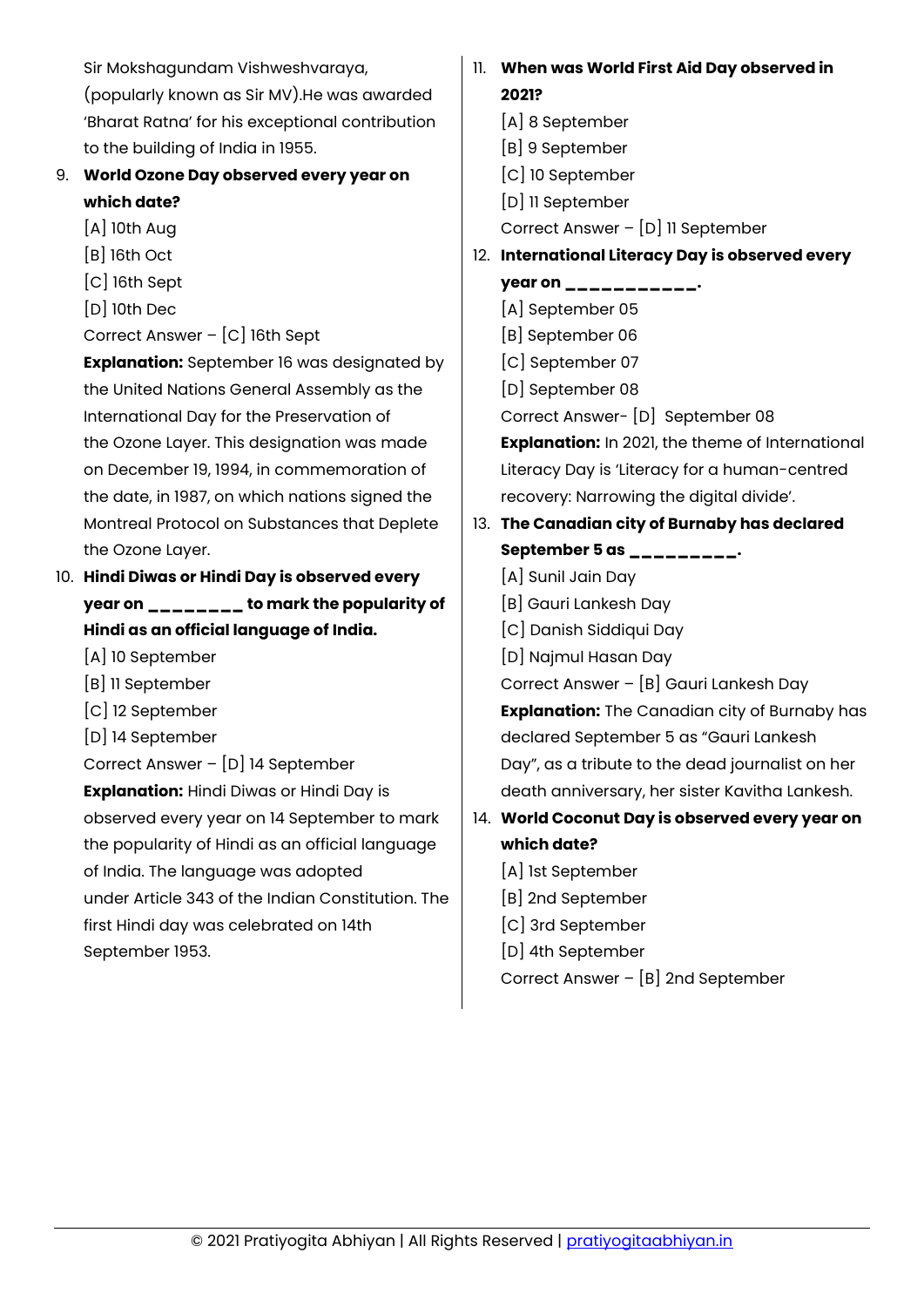Sir Mokshagundam Vishweshvaraya, (popularly known as Sir MV).He was awarded 'Bharat Ratna' for his exceptional contribution to the building of India in 1955.

9. **World Ozone Day observed every year on which date?**
   [A] 10th Aug
   [B] 16th Oct
   [C] 16th Sept
   [D] 10th Dec
   Correct Answer – [C] 16th Sept
   **Explanation:** September 16 was designated by the United Nations General Assembly as the International Day for the Preservation of the Ozone Layer. This designation was made on December 19, 1994, in commemoration of the date, in 1987, on which nations signed the Montreal Protocol on Substances that Deplete the Ozone Layer.

10. **Hindi Diwas or Hindi Day is observed every year on ________ to mark the popularity of Hindi as an official language of India.**
    [A] 10 September
    [B] 11 September
    [C] 12 September
    [D] 14 September
    Correct Answer – [D] 14 September
    **Explanation:** Hindi Diwas or Hindi Day is observed every year on 14 September to mark the popularity of Hindi as an official language of India. The language was adopted under Article 343 of the Indian Constitution. The first Hindi day was celebrated on 14th September 1953.

11. **When was World First Aid Day observed in 2021?**
    [A] 8 September
    [B] 9 September
    [C] 10 September
    [D] 11 September
    Correct Answer – [D] 11 September

12. **International Literacy Day is observed every year on ___________.**
    [A] September 05
    [B] September 06
    [C] September 07
    [D] September 08
    Correct Answer- [D] September 08
    **Explanation:** In 2021, the theme of International Literacy Day is 'Literacy for a human-centred recovery: Narrowing the digital divide'.

13. **The Canadian city of Burnaby has declared September 5 as _________.**
    [A] Sunil Jain Day
    [B] Gauri Lankesh Day
    [C] Danish Siddiqui Day
    [D] Najmul Hasan Day
    Correct Answer – [B] Gauri Lankesh Day
    **Explanation:** The Canadian city of Burnaby has declared September 5 as "Gauri Lankesh Day", as a tribute to the dead journalist on her death anniversary, her sister Kavitha Lankesh.

14. **World Coconut Day is observed every year on which date?**
    [A] 1st September
    [B] 2nd September
    [C] 3rd September
    [D] 4th September
    Correct Answer – [B] 2nd September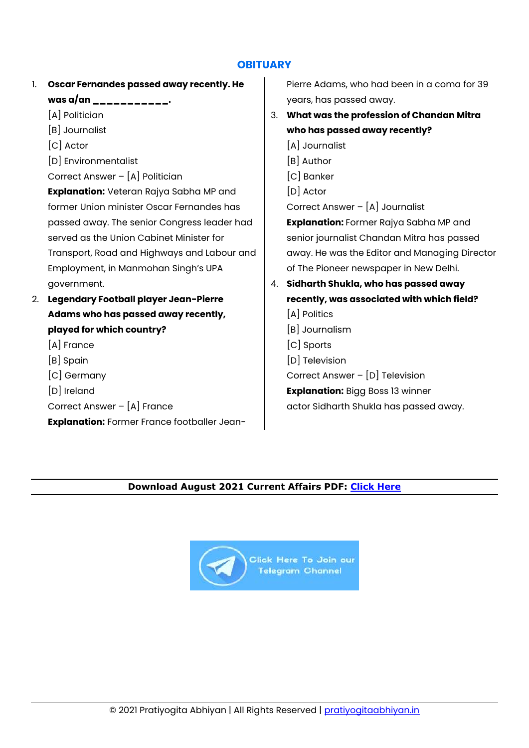## OBITUARY

1. **Oscar Fernandes passed away recently. He was a/an ___________.**
   [A] Politician
   [B] Journalist
   [C] Actor
   [D] Environmentalist
   Correct Answer – [A] Politician
   **Explanation:** Veteran Rajya Sabha MP and former Union minister Oscar Fernandes has passed away. The senior Congress leader had served as the Union Cabinet Minister for Transport, Road and Highways and Labour and Employment, in Manmohan Singh's UPA government.

2. **Legendary Football player Jean-Pierre Adams who has passed away recently, played for which country?**
   [A] France
   [B] Spain
   [C] Germany
   [D] Ireland
   Correct Answer – [A] France
   **Explanation:** Former France footballer Jean-Pierre Adams, who had been in a coma for 39 years, has passed away.

3. **What was the profession of Chandan Mitra who has passed away recently?**
   [A] Journalist
   [B] Author
   [C] Banker
   [D] Actor
   Correct Answer – [A] Journalist
   **Explanation:** Former Rajya Sabha MP and senior journalist Chandan Mitra has passed away. He was the Editor and Managing Director of The Pioneer newspaper in New Delhi.

4. **Sidharth Shukla, who has passed away recently, was associated with which field?**
   [A] Politics
   [B] Journalism
   [C] Sports
   [D] Television
   Correct Answer – [D] Television
   **Explanation:** Bigg Boss 13 winner actor Sidharth Shukla has passed away.

---

**Download August 2021 Current Affairs PDF: Click Here**

---

Click Here To Join our Telegram Channel